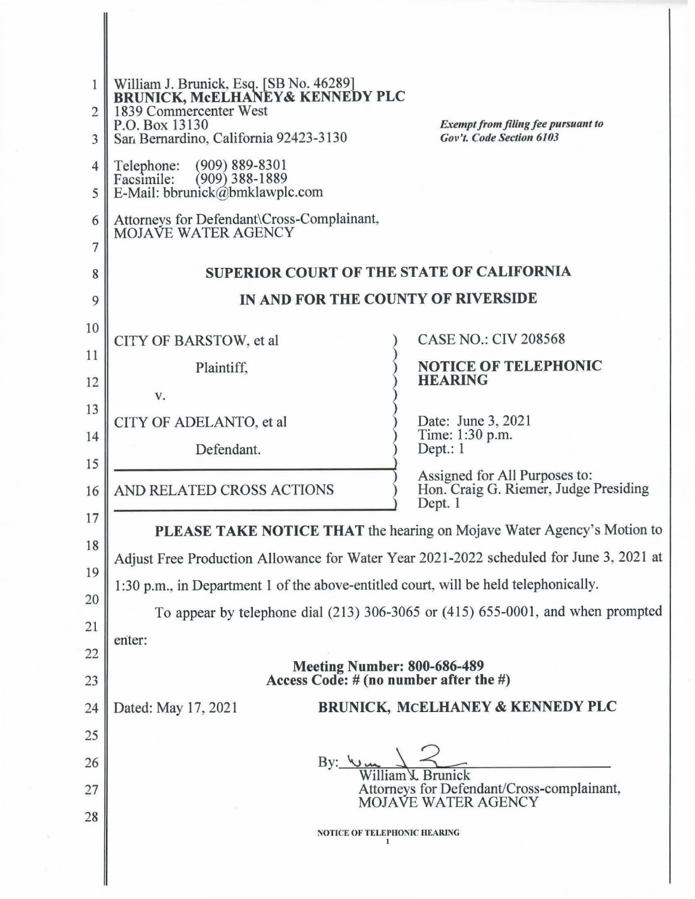William J. Brunick, Esq. [SB No. 46289]
**BRUNICK, McELHANEY& KENNEDY PLC**
1839 Commercenter West
P.O. Box 13130
San Bernardino, California 92423-3130

Telephone: (909) 889-8301
Facsimile: (909) 388-1889
E-Mail: bbrunick@bmklawplc.com

*Exempt from filing fee pursuant to Gov't. Code Section 6103*

Attorneys for Defendant\Cross-Complainant,
MOJAVE WATER AGENCY

**SUPERIOR COURT OF THE STATE OF CALIFORNIA**

**IN AND FOR THE COUNTY OF RIVERSIDE**

| | |
|---|---|
| CITY OF BARSTOW, et al<br><br>Plaintiff,<br><br>v.<br><br>CITY OF ADELANTO, et al<br><br>Defendant. | CASE NO.: CIV 208568<br><br>**NOTICE OF TELEPHONIC HEARING**<br><br>Date: June 3, 2021<br>Time: 1:30 p.m.<br>Dept.: 1 |
| AND RELATED CROSS ACTIONS | Assigned for All Purposes to:<br>Hon. Craig G. Riemer, Judge Presiding<br>Dept. 1 |

**PLEASE TAKE NOTICE THAT** the hearing on Mojave Water Agency's Motion to Adjust Free Production Allowance for Water Year 2021-2022 scheduled for June 3, 2021 at 1:30 p.m., in Department 1 of the above-entitled court, will be held telephonically.

To appear by telephone dial (213) 306-3065 or (415) 655-0001, and when prompted enter:

**Meeting Number: 800-686-489**
**Access Code: # (no number after the #)**

Dated: May 17, 2021

**BRUNICK, MCELHANEY & KENNEDY PLC**

By: ______________________
William J. Brunick
Attorneys for Defendant/Cross-complainant,
MOJAVE WATER AGENCY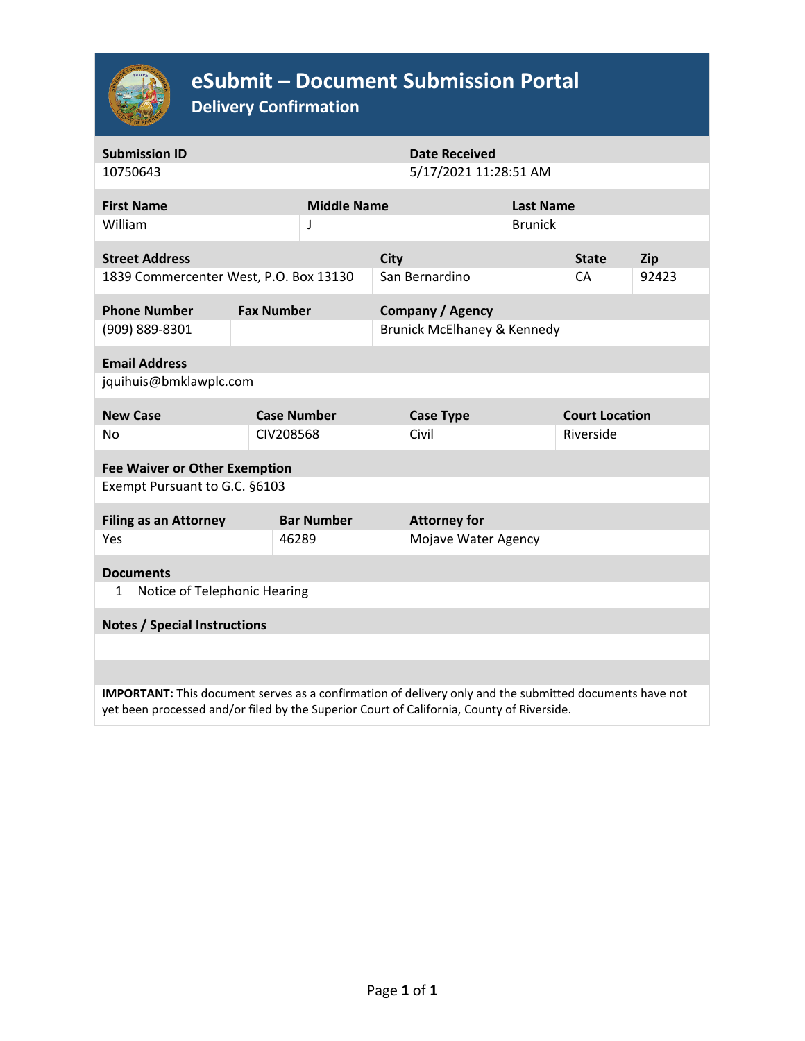# eSubmit – Document Submission Portal

## Delivery Confirmation

| Submission ID | Date Received |
|---|---|
| 10750643 | 5/17/2021 11:28:51 AM |

| First Name | Middle Name | Last Name |
|---|---|---|
| William | J | Brunick |

| Street Address | City | State | Zip |
|---|---|---|---|
| 1839 Commercenter West, P.O. Box 13130 | San Bernardino | CA | 92423 |

| Phone Number | Fax Number | Company / Agency |
|---|---|---|
| (909) 889-8301 | | Brunick McElhaney & Kennedy |

| Email Address |
|---|
| jquihuis@bmklawplc.com |

| New Case | Case Number | Case Type | Court Location |
|---|---|---|---|
| No | CIV208568 | Civil | Riverside |

| Fee Waiver or Other Exemption |
|---|
| Exempt Pursuant to G.C. §6103 |

| Filing as an Attorney | Bar Number | Attorney for |
|---|---|---|
| Yes | 46289 | Mojave Water Agency |

| Documents |
|---|
| 1 Notice of Telephonic Hearing |

| Notes / Special Instructions |
|---|
| |

**IMPORTANT:** This document serves as a confirmation of delivery only and the submitted documents have not yet been processed and/or filed by the Superior Court of California, County of Riverside.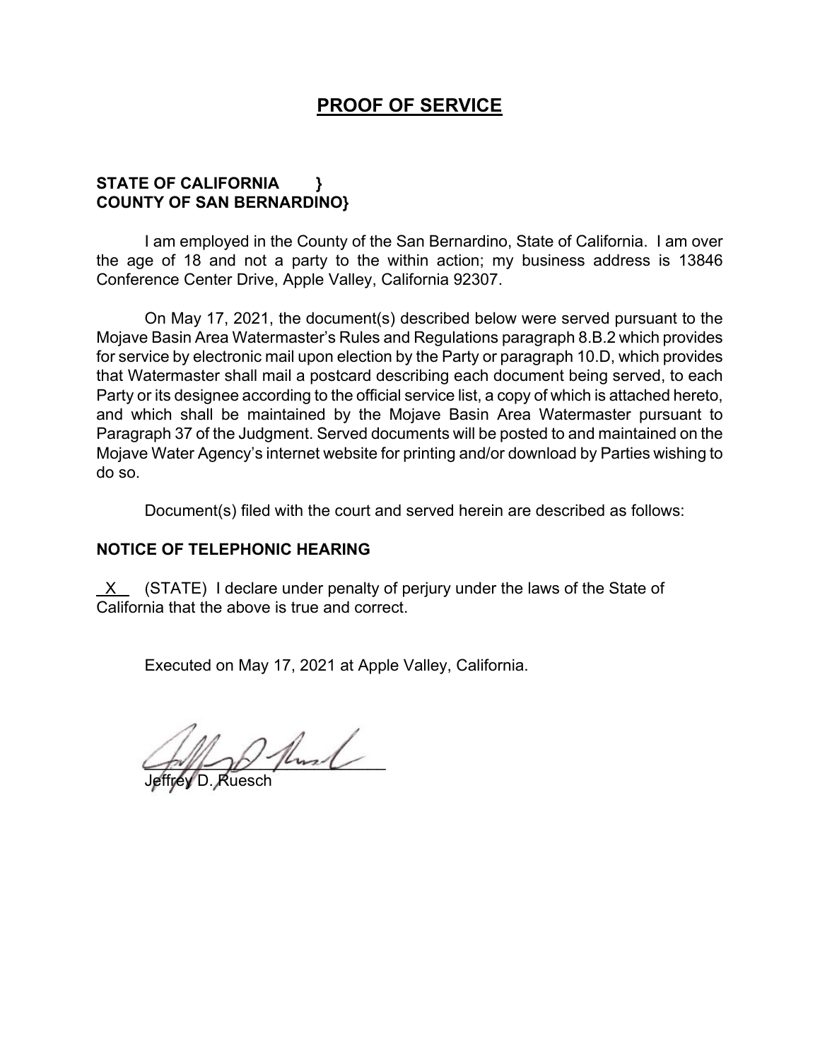# PROOF OF SERVICE

**STATE OF CALIFORNIA }**
**COUNTY OF SAN BERNARDINO}**

I am employed in the County of the San Bernardino, State of California. I am over the age of 18 and not a party to the within action; my business address is 13846 Conference Center Drive, Apple Valley, California 92307.

On May 17, 2021, the document(s) described below were served pursuant to the Mojave Basin Area Watermaster's Rules and Regulations paragraph 8.B.2 which provides for service by electronic mail upon election by the Party or paragraph 10.D, which provides that Watermaster shall mail a postcard describing each document being served, to each Party or its designee according to the official service list, a copy of which is attached hereto, and which shall be maintained by the Mojave Basin Area Watermaster pursuant to Paragraph 37 of the Judgment. Served documents will be posted to and maintained on the Mojave Water Agency's internet website for printing and/or download by Parties wishing to do so.

Document(s) filed with the court and served herein are described as follows:

**NOTICE OF TELEPHONIC HEARING**

\_X\_ (STATE) I declare under penalty of perjury under the laws of the State of California that the above is true and correct.

Executed on May 17, 2021 at Apple Valley, California.

\_\_\_\_\_\_\_\_\_\_\_\_\_\_\_\_\_\_\_\_\_\_\_\_\_
Jeffrey D. Ruesch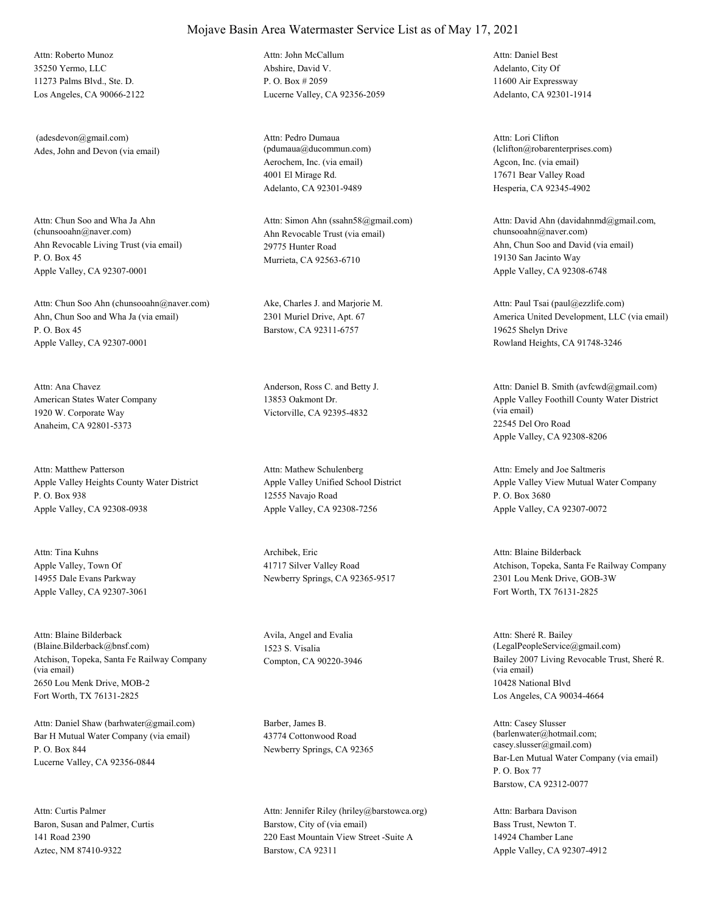# Mojave Basin Area Watermaster Service List as of May 17, 2021

Attn: Roberto Munoz
35250 Yermo, LLC
11273 Palms Blvd., Ste. D.
Los Angeles, CA 90066-2122

Attn: John McCallum
Abshire, David V.
P. O. Box # 2059
Lucerne Valley, CA 92356-2059

Attn: Daniel Best
Adelanto, City Of
11600 Air Expressway
Adelanto, CA 92301-1914

(adesdevon@gmail.com)
Ades, John and Devon (via email)

Attn: Pedro Dumaua
(pdumaua@ducommun.com)
Aerochem, Inc. (via email)
4001 El Mirage Rd.
Adelanto, CA 92301-9489

Attn: Lori Clifton
(lclifton@robarenterprises.com)
Agcon, Inc. (via email)
17671 Bear Valley Road
Hesperia, CA 92345-4902

Attn: Chun Soo and Wha Ja Ahn
(chunsooahn@naver.com)
Ahn Revocable Living Trust (via email)
P. O. Box 45
Apple Valley, CA 92307-0001

Attn: Simon Ahn (ssahn58@gmail.com)
Ahn Revocable Trust (via email)
29775 Hunter Road
Murrieta, CA 92563-6710

Attn: David Ahn (davidahnmd@gmail.com,
chunsooahn@naver.com)
Ahn, Chun Soo and David (via email)
19130 San Jacinto Way
Apple Valley, CA 92308-6748

Attn: Chun Soo Ahn (chunsooahn@naver.com)
Ahn, Chun Soo and Wha Ja (via email)
P. O. Box 45
Apple Valley, CA 92307-0001

Ake, Charles J. and Marjorie M.
2301 Muriel Drive, Apt. 67
Barstow, CA 92311-6757

Attn: Paul Tsai (paul@ezzlife.com)
America United Development, LLC (via email)
19625 Shelyn Drive
Rowland Heights, CA 91748-3246

Attn: Ana Chavez
American States Water Company
1920 W. Corporate Way
Anaheim, CA 92801-5373

Anderson, Ross C. and Betty J.
13853 Oakmont Dr.
Victorville, CA 92395-4832

Attn: Daniel B. Smith (avfcwd@gmail.com)
Apple Valley Foothill County Water District
(via email)
22545 Del Oro Road
Apple Valley, CA 92308-8206

Attn: Matthew Patterson
Apple Valley Heights County Water District
P. O. Box 938
Apple Valley, CA 92308-0938

Attn: Mathew Schulenberg
Apple Valley Unified School District
12555 Navajo Road
Apple Valley, CA 92308-7256

Attn: Emely and Joe Saltmeris
Apple Valley View Mutual Water Company
P. O. Box 3680
Apple Valley, CA 92307-0072

Attn: Tina Kuhns
Apple Valley, Town Of
14955 Dale Evans Parkway
Apple Valley, CA 92307-3061

Archibek, Eric
41717 Silver Valley Road
Newberry Springs, CA 92365-9517

Attn: Blaine Bilderback
Atchison, Topeka, Santa Fe Railway Company
2301 Lou Menk Drive, GOB-3W
Fort Worth, TX 76131-2825

Attn: Blaine Bilderback
(Blaine.Bilderback@bnsf.com)
Atchison, Topeka, Santa Fe Railway Company
(via email)
2650 Lou Menk Drive, MOB-2
Fort Worth, TX 76131-2825

Avila, Angel and Evalia
1523 S. Visalia
Compton, CA 90220-3946

Attn: Sheré R. Bailey
(LegalPeopleService@gmail.com)
Bailey 2007 Living Revocable Trust, Sheré R.
(via email)
10428 National Blvd
Los Angeles, CA 90034-4664

Attn: Daniel Shaw (barhwater@gmail.com)
Bar H Mutual Water Company (via email)
P. O. Box 844
Lucerne Valley, CA 92356-0844

Barber, James B.
43774 Cottonwood Road
Newberry Springs, CA 92365

Attn: Casey Slusser
(barlenwater@hotmail.com;
casey.slusser@gmail.com)
Bar-Len Mutual Water Company (via email)
P. O. Box 77
Barstow, CA 92312-0077

Attn: Curtis Palmer
Baron, Susan and Palmer, Curtis
141 Road 2390
Aztec, NM 87410-9322

Attn: Jennifer Riley (hriley@barstowca.org)
Barstow, City of (via email)
220 East Mountain View Street -Suite A
Barstow, CA 92311

Attn: Barbara Davison
Bass Trust, Newton T.
14924 Chamber Lane
Apple Valley, CA 92307-4912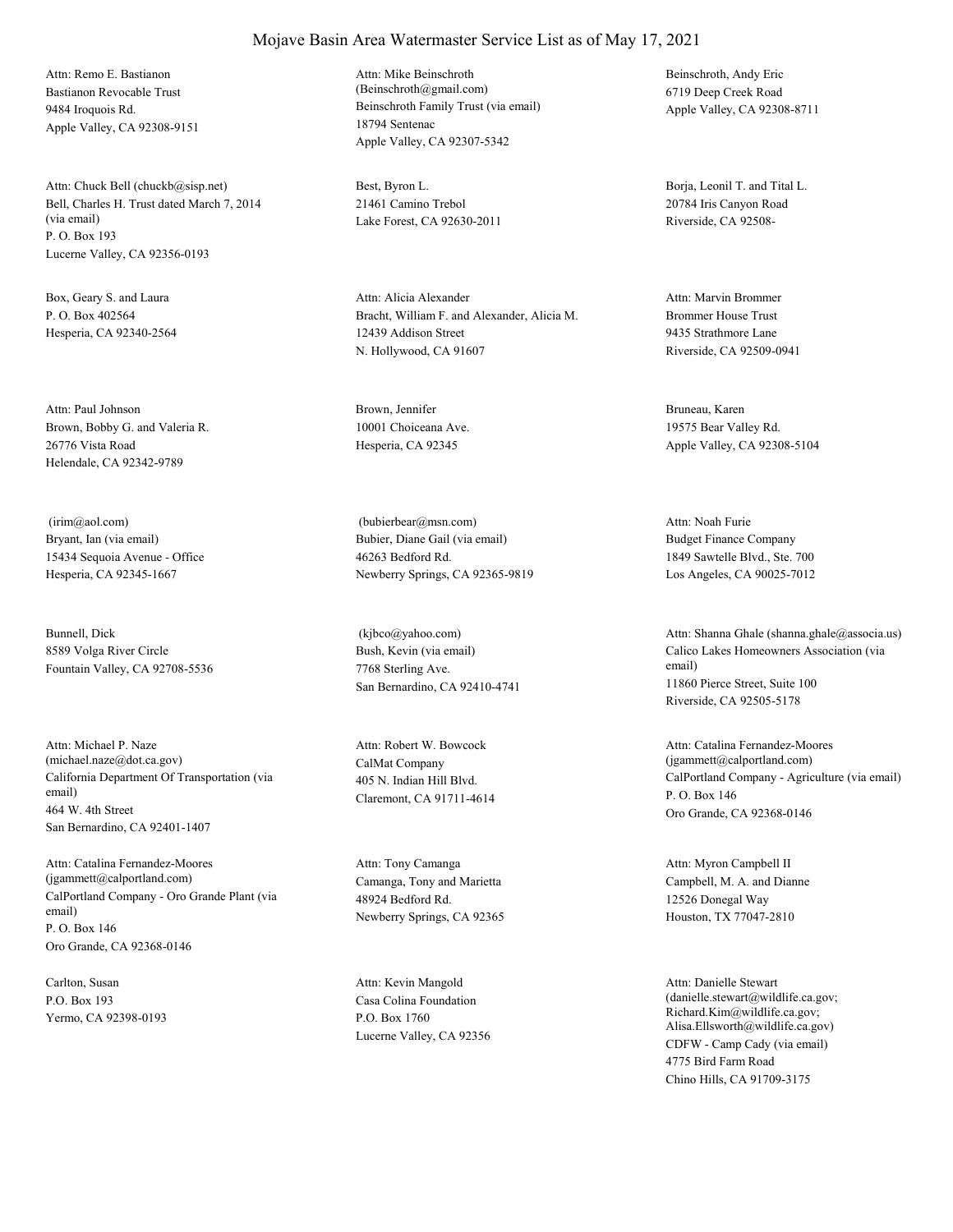# Mojave Basin Area Watermaster Service List as of May 17, 2021

Attn: Remo E. Bastianon
Bastianon Revocable Trust
9484 Iroquois Rd.
Apple Valley, CA 92308-9151

Attn: Mike Beinschroth
(Beinschroth@gmail.com)
Beinschroth Family Trust (via email)
18794 Sentenac
Apple Valley, CA 92307-5342

Beinschroth, Andy Eric
6719 Deep Creek Road
Apple Valley, CA 92308-8711

Attn: Chuck Bell (chuckb@sisp.net)
Bell, Charles H. Trust dated March 7, 2014 (via email)
P. O. Box 193
Lucerne Valley, CA 92356-0193

Best, Byron L.
21461 Camino Trebol
Lake Forest, CA 92630-2011

Borja, Leonil T. and Tital L.
20784 Iris Canyon Road
Riverside, CA 92508-

Box, Geary S. and Laura
P. O. Box 402564
Hesperia, CA 92340-2564

Attn: Alicia Alexander
Bracht, William F. and Alexander, Alicia M.
12439 Addison Street
N. Hollywood, CA 91607

Attn: Marvin Brommer
Brommer House Trust
9435 Strathmore Lane
Riverside, CA 92509-0941

Attn: Paul Johnson
Brown, Bobby G. and Valeria R.
26776 Vista Road
Helendale, CA 92342-9789

Brown, Jennifer
10001 Choiceana Ave.
Hesperia, CA 92345

Bruneau, Karen
19575 Bear Valley Rd.
Apple Valley, CA 92308-5104

(irim@aol.com)
Bryant, Ian (via email)
15434 Sequoia Avenue - Office
Hesperia, CA 92345-1667

(bubierbear@msn.com)
Bubier, Diane Gail (via email)
46263 Bedford Rd.
Newberry Springs, CA 92365-9819

Attn: Noah Furie
Budget Finance Company
1849 Sawtelle Blvd., Ste. 700
Los Angeles, CA 90025-7012

Bunnell, Dick
8589 Volga River Circle
Fountain Valley, CA 92708-5536

(kjbco@yahoo.com)
Bush, Kevin (via email)
7768 Sterling Ave.
San Bernardino, CA 92410-4741

Attn: Shanna Ghale (shanna.ghale@associa.us)
Calico Lakes Homeowners Association (via email)
11860 Pierce Street, Suite 100
Riverside, CA 92505-5178

Attn: Michael P. Naze
(michael.naze@dot.ca.gov)
California Department Of Transportation (via email)
464 W. 4th Street
San Bernardino, CA 92401-1407

Attn: Robert W. Bowcock
CalMat Company
405 N. Indian Hill Blvd.
Claremont, CA 91711-4614

Attn: Catalina Fernandez-Moores
(jgammett@calportland.com)
CalPortland Company - Agriculture (via email)
P. O. Box 146
Oro Grande, CA 92368-0146

Attn: Catalina Fernandez-Moores
(jgammett@calportland.com)
CalPortland Company - Oro Grande Plant (via email)
P. O. Box 146
Oro Grande, CA 92368-0146

Attn: Tony Camanga
Camanga, Tony and Marietta
48924 Bedford Rd.
Newberry Springs, CA 92365

Attn: Myron Campbell II
Campbell, M. A. and Dianne
12526 Donegal Way
Houston, TX 77047-2810

Carlton, Susan
P.O. Box 193
Yermo, CA 92398-0193

Attn: Kevin Mangold
Casa Colina Foundation
P.O. Box 1760
Lucerne Valley, CA 92356

Attn: Danielle Stewart
(danielle.stewart@wildlife.ca.gov;
Richard.Kim@wildlife.ca.gov;
Alisa.Ellsworth@wildlife.ca.gov)
CDFW - Camp Cady (via email)
4775 Bird Farm Road
Chino Hills, CA 91709-3175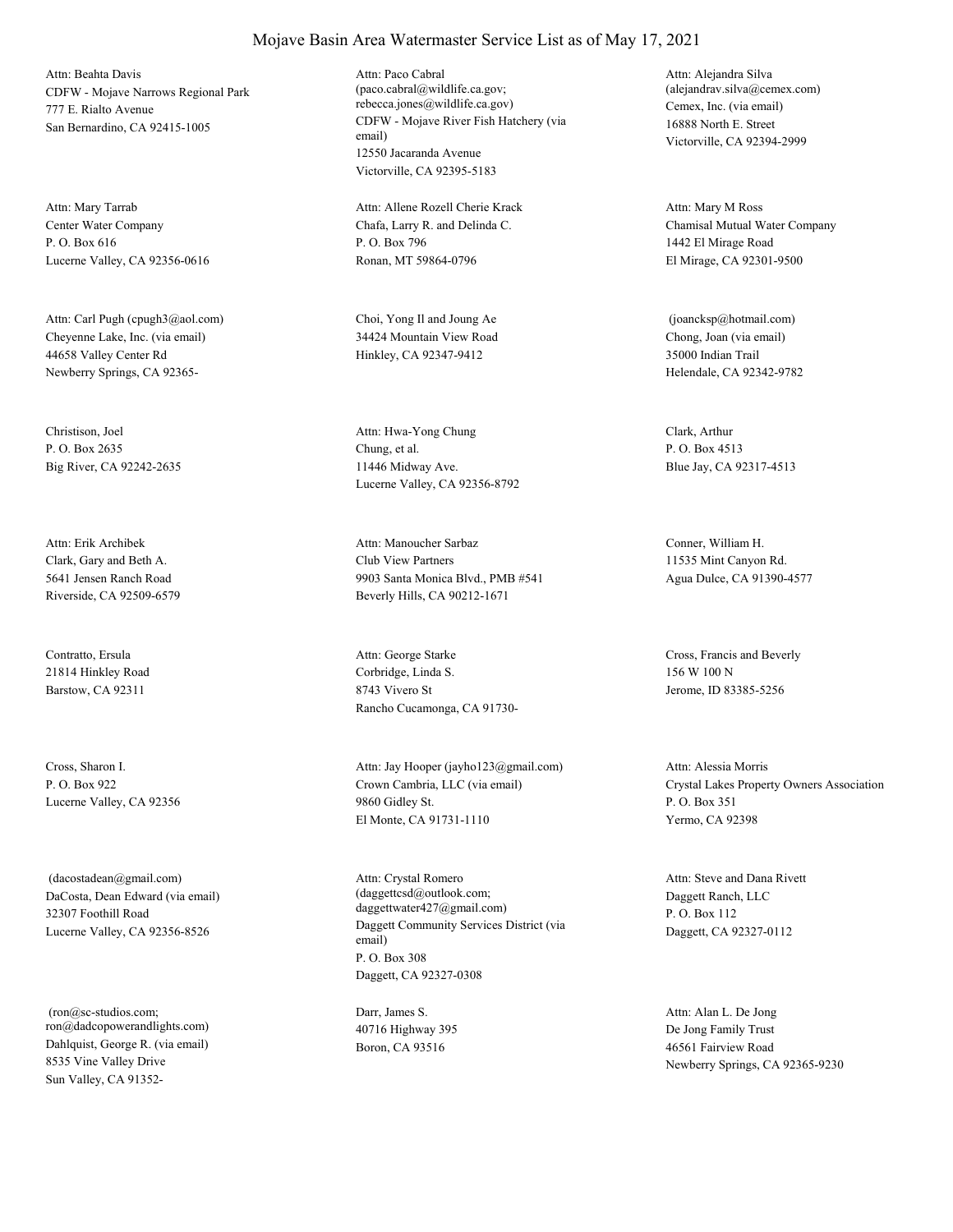# Mojave Basin Area Watermaster Service List as of May 17, 2021

Attn: Beahta Davis
CDFW - Mojave Narrows Regional Park
777 E. Rialto Avenue
San Bernardino, CA 92415-1005

Attn: Paco Cabral
(paco.cabral@wildlife.ca.gov; rebecca.jones@wildlife.ca.gov)
CDFW - Mojave River Fish Hatchery (via email)
12550 Jacaranda Avenue
Victorville, CA 92395-5183

Attn: Alejandra Silva
(alejandrav.silva@cemex.com)
Cemex, Inc. (via email)
16888 North E. Street
Victorville, CA 92394-2999

Attn: Mary Tarrab
Center Water Company
P. O. Box 616
Lucerne Valley, CA 92356-0616

Attn: Allene Rozell Cherie Krack
Chafa, Larry R. and Delinda C.
P. O. Box 796
Ronan, MT 59864-0796

Attn: Mary M Ross
Chamisal Mutual Water Company
1442 El Mirage Road
El Mirage, CA 92301-9500

Attn: Carl Pugh (cpugh3@aol.com)
Cheyenne Lake, Inc. (via email)
44658 Valley Center Rd
Newberry Springs, CA 92365-

Choi, Yong Il and Joung Ae
34424 Mountain View Road
Hinkley, CA 92347-9412

(joancksp@hotmail.com)
Chong, Joan (via email)
35000 Indian Trail
Helendale, CA 92342-9782

Christison, Joel
P. O. Box 2635
Big River, CA 92242-2635

Attn: Hwa-Yong Chung
Chung, et al.
11446 Midway Ave.
Lucerne Valley, CA 92356-8792

Clark, Arthur
P. O. Box 4513
Blue Jay, CA 92317-4513

Attn: Erik Archibek
Clark, Gary and Beth A.
5641 Jensen Ranch Road
Riverside, CA 92509-6579

Attn: Manoucher Sarbaz
Club View Partners
9903 Santa Monica Blvd., PMB #541
Beverly Hills, CA 90212-1671

Conner, William H.
11535 Mint Canyon Rd.
Agua Dulce, CA 91390-4577

Contratto, Ersula
21814 Hinkley Road
Barstow, CA 92311

Attn: George Starke
Corbridge, Linda S.
8743 Vivero St
Rancho Cucamonga, CA 91730-

Cross, Francis and Beverly
156 W 100 N
Jerome, ID 83385-5256

Cross, Sharon I.
P. O. Box 922
Lucerne Valley, CA 92356

Attn: Jay Hooper (jayho123@gmail.com)
Crown Cambria, LLC (via email)
9860 Gidley St.
El Monte, CA 91731-1110

Attn: Alessia Morris
Crystal Lakes Property Owners Association
P. O. Box 351
Yermo, CA 92398

(dacostadean@gmail.com)
DaCosta, Dean Edward (via email)
32307 Foothill Road
Lucerne Valley, CA 92356-8526

Attn: Crystal Romero
(daggettcsd@outlook.com; daggettwater427@gmail.com)
Daggett Community Services District (via email)
P. O. Box 308
Daggett, CA 92327-0308

Attn: Steve and Dana Rivett
Daggett Ranch, LLC
P. O. Box 112
Daggett, CA 92327-0112

(ron@sc-studios.com; ron@dadcopowerandlights.com)
Dahlquist, George R. (via email)
8535 Vine Valley Drive
Sun Valley, CA 91352-

Darr, James S.
40716 Highway 395
Boron, CA 93516

Attn: Alan L. De Jong
De Jong Family Trust
46561 Fairview Road
Newberry Springs, CA 92365-9230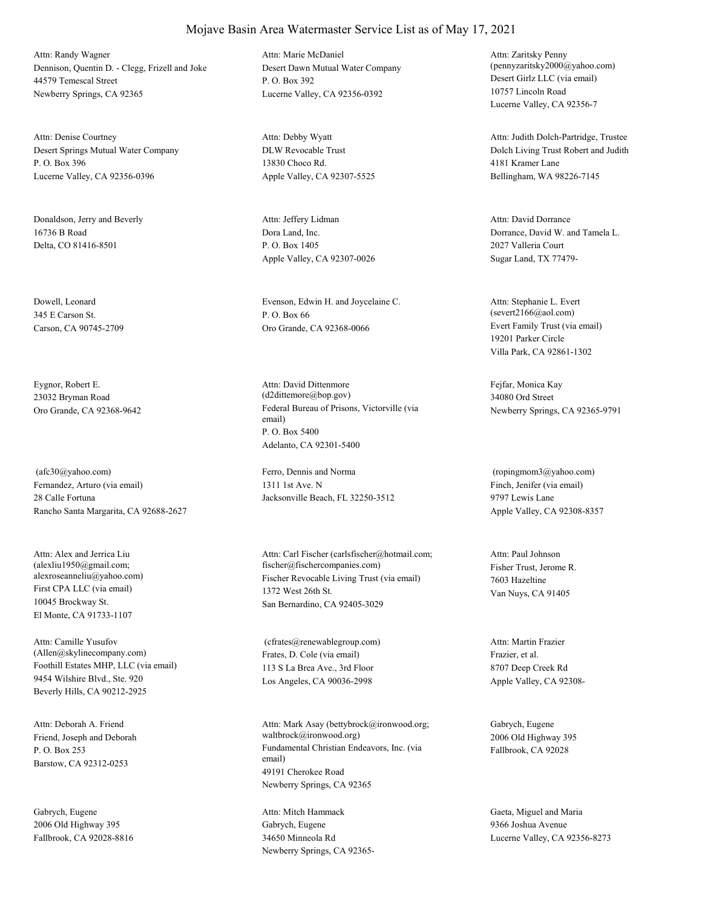# Mojave Basin Area Watermaster Service List as of May 17, 2021

Attn: Randy Wagner
Dennison, Quentin D. - Clegg, Frizell and Joke
44579 Temescal Street
Newberry Springs, CA 92365

Attn: Marie McDaniel
Desert Dawn Mutual Water Company
P. O. Box 392
Lucerne Valley, CA 92356-0392

Attn: Zaritsky Penny
(pennyzaritsky2000@yahoo.com)
Desert Girlz LLC (via email)
10757 Lincoln Road
Lucerne Valley, CA 92356-7

Attn: Denise Courtney
Desert Springs Mutual Water Company
P. O. Box 396
Lucerne Valley, CA 92356-0396

Attn: Debby Wyatt
DLW Revocable Trust
13830 Choco Rd.
Apple Valley, CA 92307-5525

Attn: Judith Dolch-Partridge, Trustee
Dolch Living Trust Robert and Judith
4181 Kramer Lane
Bellingham, WA 98226-7145

Donaldson, Jerry and Beverly
16736 B Road
Delta, CO 81416-8501

Attn: Jeffery Lidman
Dora Land, Inc.
P. O. Box 1405
Apple Valley, CA 92307-0026

Attn: David Dorrance
Dorrance, David W. and Tamela L.
2027 Valleria Court
Sugar Land, TX 77479-

Dowell, Leonard
345 E Carson St.
Carson, CA 90745-2709

Evenson, Edwin H. and Joycelaine C.
P. O. Box 66
Oro Grande, CA 92368-0066

Attn: Stephanie L. Evert
(severt2166@aol.com)
Evert Family Trust (via email)
19201 Parker Circle
Villa Park, CA 92861-1302

Eygnor, Robert E.
23032 Bryman Road
Oro Grande, CA 92368-9642

Attn: David Dittenmore
(d2dittemore@bop.gov)
Federal Bureau of Prisons, Victorville (via email)
P. O. Box 5400
Adelanto, CA 92301-5400

Fejfar, Monica Kay
34080 Ord Street
Newberry Springs, CA 92365-9791

(afc30@yahoo.com)
Fernandez, Arturo (via email)
28 Calle Fortuna
Rancho Santa Margarita, CA 92688-2627

Ferro, Dennis and Norma
1311 1st Ave. N
Jacksonville Beach, FL 32250-3512

(ropingmom3@yahoo.com)
Finch, Jenifer (via email)
9797 Lewis Lane
Apple Valley, CA 92308-8357

Attn: Alex and Jerrica Liu
(alexliu1950@gmail.com;
alexroseanneliu@yahoo.com)
First CPA LLC (via email)
10045 Brockway St.
El Monte, CA 91733-1107

Attn: Carl Fischer (carlsfischer@hotmail.com;
fischer@fischercompanies.com)
Fischer Revocable Living Trust (via email)
1372 West 26th St.
San Bernardino, CA 92405-3029

Attn: Paul Johnson
Fisher Trust, Jerome R.
7603 Hazeltine
Van Nuys, CA 91405

Attn: Camille Yusufov
(Allen@skylinecompany.com)
Foothill Estates MHP, LLC (via email)
9454 Wilshire Blvd., Ste. 920
Beverly Hills, CA 90212-2925

(cfrates@renewablegroup.com)
Frates, D. Cole (via email)
113 S La Brea Ave., 3rd Floor
Los Angeles, CA 90036-2998

Attn: Martin Frazier
Frazier, et al.
8707 Deep Creek Rd
Apple Valley, CA 92308-

Attn: Deborah A. Friend
Friend, Joseph and Deborah
P. O. Box 253
Barstow, CA 92312-0253

Attn: Mark Asay (bettybrock@ironwood.org;
waltbrock@ironwood.org)
Fundamental Christian Endeavors, Inc. (via email)
49191 Cherokee Road
Newberry Springs, CA 92365

Gabrych, Eugene
2006 Old Highway 395
Fallbrook, CA 92028

Gabrych, Eugene
2006 Old Highway 395
Fallbrook, CA 92028-8816

Attn: Mitch Hammack
Gabrych, Eugene
34650 Minneola Rd
Newberry Springs, CA 92365-

Gaeta, Miguel and Maria
9366 Joshua Avenue
Lucerne Valley, CA 92356-8273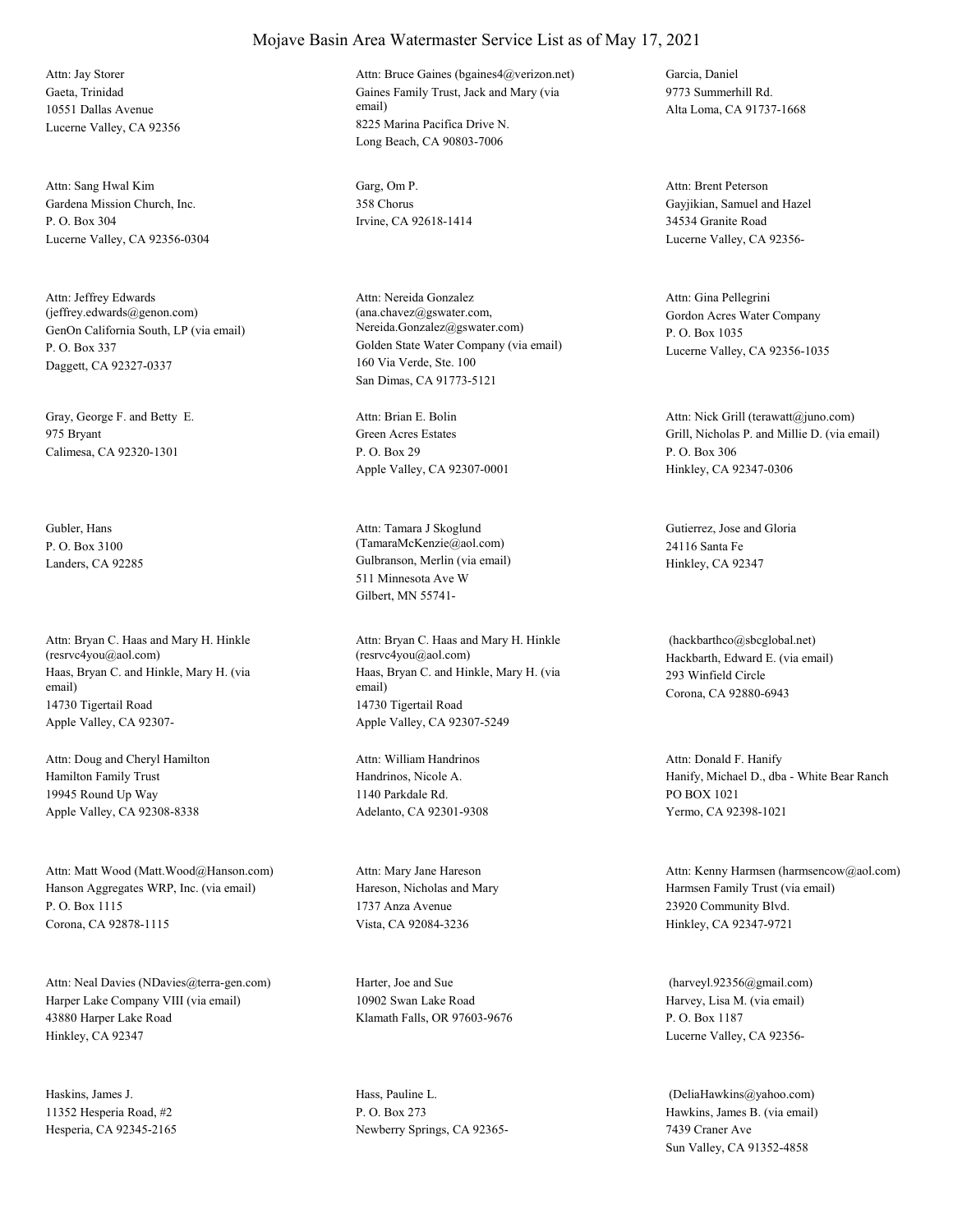# Mojave Basin Area Watermaster Service List as of May 17, 2021

Attn: Jay Storer
Gaeta, Trinidad
10551 Dallas Avenue
Lucerne Valley, CA 92356

Attn: Bruce Gaines (bgaines4@verizon.net)
Gaines Family Trust, Jack and Mary (via email)
8225 Marina Pacifica Drive N.
Long Beach, CA 90803-7006

Garcia, Daniel
9773 Summerhill Rd.
Alta Loma, CA 91737-1668

Attn: Sang Hwal Kim
Gardena Mission Church, Inc.
P. O. Box 304
Lucerne Valley, CA 92356-0304

Garg, Om P.
358 Chorus
Irvine, CA 92618-1414

Attn: Brent Peterson
Gayjikian, Samuel and Hazel
34534 Granite Road
Lucerne Valley, CA 92356-

Attn: Jeffrey Edwards (jeffrey.edwards@genon.com)
GenOn California South, LP (via email)
P. O. Box 337
Daggett, CA 92327-0337

Attn: Nereida Gonzalez (ana.chavez@gswater.com, Nereida.Gonzalez@gswater.com)
Golden State Water Company (via email)
160 Via Verde, Ste. 100
San Dimas, CA 91773-5121

Attn: Gina Pellegrini
Gordon Acres Water Company
P. O. Box 1035
Lucerne Valley, CA 92356-1035

Gray, George F. and Betty E.
975 Bryant
Calimesa, CA 92320-1301

Attn: Brian E. Bolin
Green Acres Estates
P. O. Box 29
Apple Valley, CA 92307-0001

Attn: Nick Grill (terawatt@juno.com)
Grill, Nicholas P. and Millie D. (via email)
P. O. Box 306
Hinkley, CA 92347-0306

Gubler, Hans
P. O. Box 3100
Landers, CA 92285

Attn: Tamara J Skoglund (TamaraMcKenzie@aol.com)
Gulbranson, Merlin (via email)
511 Minnesota Ave W
Gilbert, MN 55741-

Gutierrez, Jose and Gloria
24116 Santa Fe
Hinkley, CA 92347

Attn: Bryan C. Haas and Mary H. Hinkle (resrvc4you@aol.com)
Haas, Bryan C. and Hinkle, Mary H. (via email)
14730 Tigertail Road
Apple Valley, CA 92307-

Attn: Bryan C. Haas and Mary H. Hinkle (resrvc4you@aol.com)
Haas, Bryan C. and Hinkle, Mary H. (via email)
14730 Tigertail Road
Apple Valley, CA 92307-5249

(hackbarthco@sbcglobal.net)
Hackbarth, Edward E. (via email)
293 Winfield Circle
Corona, CA 92880-6943

Attn: Doug and Cheryl Hamilton
Hamilton Family Trust
19945 Round Up Way
Apple Valley, CA 92308-8338

Attn: William Handrinos
Handrinos, Nicole A.
1140 Parkdale Rd.
Adelanto, CA 92301-9308

Attn: Donald F. Hanify
Hanify, Michael D., dba - White Bear Ranch
PO BOX 1021
Yermo, CA 92398-1021

Attn: Matt Wood (Matt.Wood@Hanson.com)
Hanson Aggregates WRP, Inc. (via email)
P. O. Box 1115
Corona, CA 92878-1115

Attn: Mary Jane Hareson
Hareson, Nicholas and Mary
1737 Anza Avenue
Vista, CA 92084-3236

Attn: Kenny Harmsen (harmsencow@aol.com)
Harmsen Family Trust (via email)
23920 Community Blvd.
Hinkley, CA 92347-9721

Attn: Neal Davies (NDavies@terra-gen.com)
Harper Lake Company VIII (via email)
43880 Harper Lake Road
Hinkley, CA 92347

Harter, Joe and Sue
10902 Swan Lake Road
Klamath Falls, OR 97603-9676

(harveyl.92356@gmail.com)
Harvey, Lisa M. (via email)
P. O. Box 1187
Lucerne Valley, CA 92356-

Haskins, James J.
11352 Hesperia Road, #2
Hesperia, CA 92345-2165

Hass, Pauline L.
P. O. Box 273
Newberry Springs, CA 92365-

(DeliaHawkins@yahoo.com)
Hawkins, James B. (via email)
7439 Craner Ave
Sun Valley, CA 91352-4858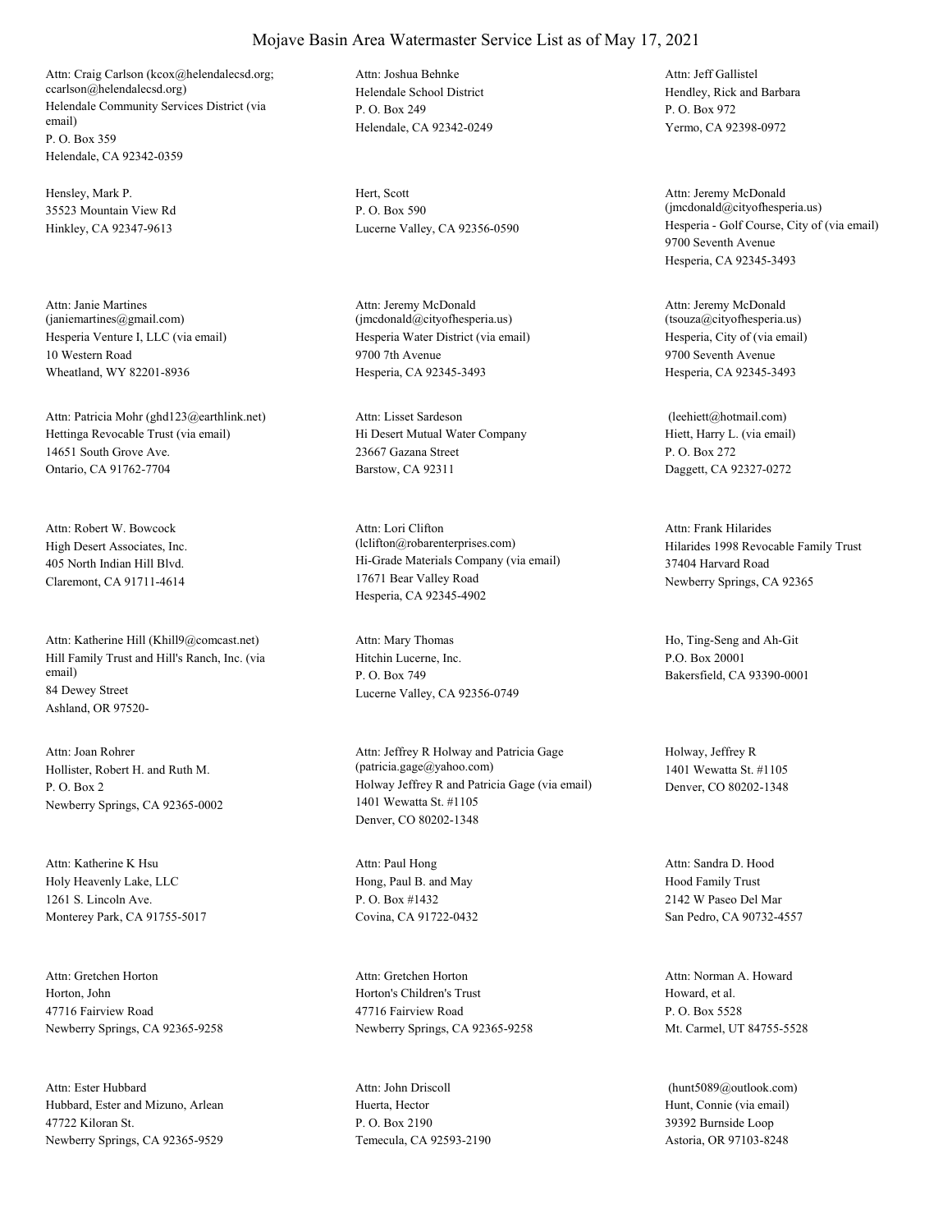# Mojave Basin Area Watermaster Service List as of May 17, 2021

Attn: Craig Carlson (kcox@helendalecsd.org; ccarlson@helendalecsd.org)
Helendale Community Services District (via email)
P. O. Box 359
Helendale, CA 92342-0359

Attn: Joshua Behnke
Helendale School District
P. O. Box 249
Helendale, CA 92342-0249

Attn: Jeff Gallistel
Hendley, Rick and Barbara
P. O. Box 972
Yermo, CA 92398-0972

Hensley, Mark P.
35523 Mountain View Rd
Hinkley, CA 92347-9613

Hert, Scott
P. O. Box 590
Lucerne Valley, CA 92356-0590

Attn: Jeremy McDonald (jmcdonald@cityofhesperia.us)
Hesperia - Golf Course, City of (via email)
9700 Seventh Avenue
Hesperia, CA 92345-3493

Attn: Janie Martines (janiemartines@gmail.com)
Hesperia Venture I, LLC (via email)
10 Western Road
Wheatland, WY 82201-8936

Attn: Jeremy McDonald (jmcdonald@cityofhesperia.us)
Hesperia Water District (via email)
9700 7th Avenue
Hesperia, CA 92345-3493

Attn: Jeremy McDonald (tsouza@cityofhesperia.us)
Hesperia, City of (via email)
9700 Seventh Avenue
Hesperia, CA 92345-3493

Attn: Patricia Mohr (ghd123@earthlink.net)
Hettinga Revocable Trust (via email)
14651 South Grove Ave.
Ontario, CA 91762-7704

Attn: Lisset Sardeson
Hi Desert Mutual Water Company
23667 Gazana Street
Barstow, CA 92311

(leehiett@hotmail.com)
Hiett, Harry L. (via email)
P. O. Box 272
Daggett, CA 92327-0272

Attn: Robert W. Bowcock
High Desert Associates, Inc.
405 North Indian Hill Blvd.
Claremont, CA 91711-4614

Attn: Lori Clifton (lclifton@robarenterprises.com)
Hi-Grade Materials Company (via email)
17671 Bear Valley Road
Hesperia, CA 92345-4902

Attn: Frank Hilarides
Hilarides 1998 Revocable Family Trust
37404 Harvard Road
Newberry Springs, CA 92365

Attn: Katherine Hill (Khill9@comcast.net)
Hill Family Trust and Hill's Ranch, Inc. (via email)
84 Dewey Street
Ashland, OR 97520-

Attn: Mary Thomas
Hitchin Lucerne, Inc.
P. O. Box 749
Lucerne Valley, CA 92356-0749

Ho, Ting-Seng and Ah-Git
P.O. Box 20001
Bakersfield, CA 93390-0001

Attn: Joan Rohrer
Hollister, Robert H. and Ruth M.
P. O. Box 2
Newberry Springs, CA 92365-0002

Attn: Jeffrey R Holway and Patricia Gage (patricia.gage@yahoo.com)
Holway Jeffrey R and Patricia Gage (via email)
1401 Wewatta St. #1105
Denver, CO 80202-1348

Holway, Jeffrey R
1401 Wewatta St. #1105
Denver, CO 80202-1348

Attn: Katherine K Hsu
Holy Heavenly Lake, LLC
1261 S. Lincoln Ave.
Monterey Park, CA 91755-5017

Attn: Paul Hong
Hong, Paul B. and May
P. O. Box #1432
Covina, CA 91722-0432

Attn: Sandra D. Hood
Hood Family Trust
2142 W Paseo Del Mar
San Pedro, CA 90732-4557

Attn: Gretchen Horton
Horton, John
47716 Fairview Road
Newberry Springs, CA 92365-9258

Attn: Gretchen Horton
Horton's Children's Trust
47716 Fairview Road
Newberry Springs, CA 92365-9258

Attn: Norman A. Howard
Howard, et al.
P. O. Box 5528
Mt. Carmel, UT 84755-5528

Attn: Ester Hubbard
Hubbard, Ester and Mizuno, Arlean
47722 Kiloran St.
Newberry Springs, CA 92365-9529

Attn: John Driscoll
Huerta, Hector
P. O. Box 2190
Temecula, CA 92593-2190

(hunt5089@outlook.com)
Hunt, Connie (via email)
39392 Burnside Loop
Astoria, OR 97103-8248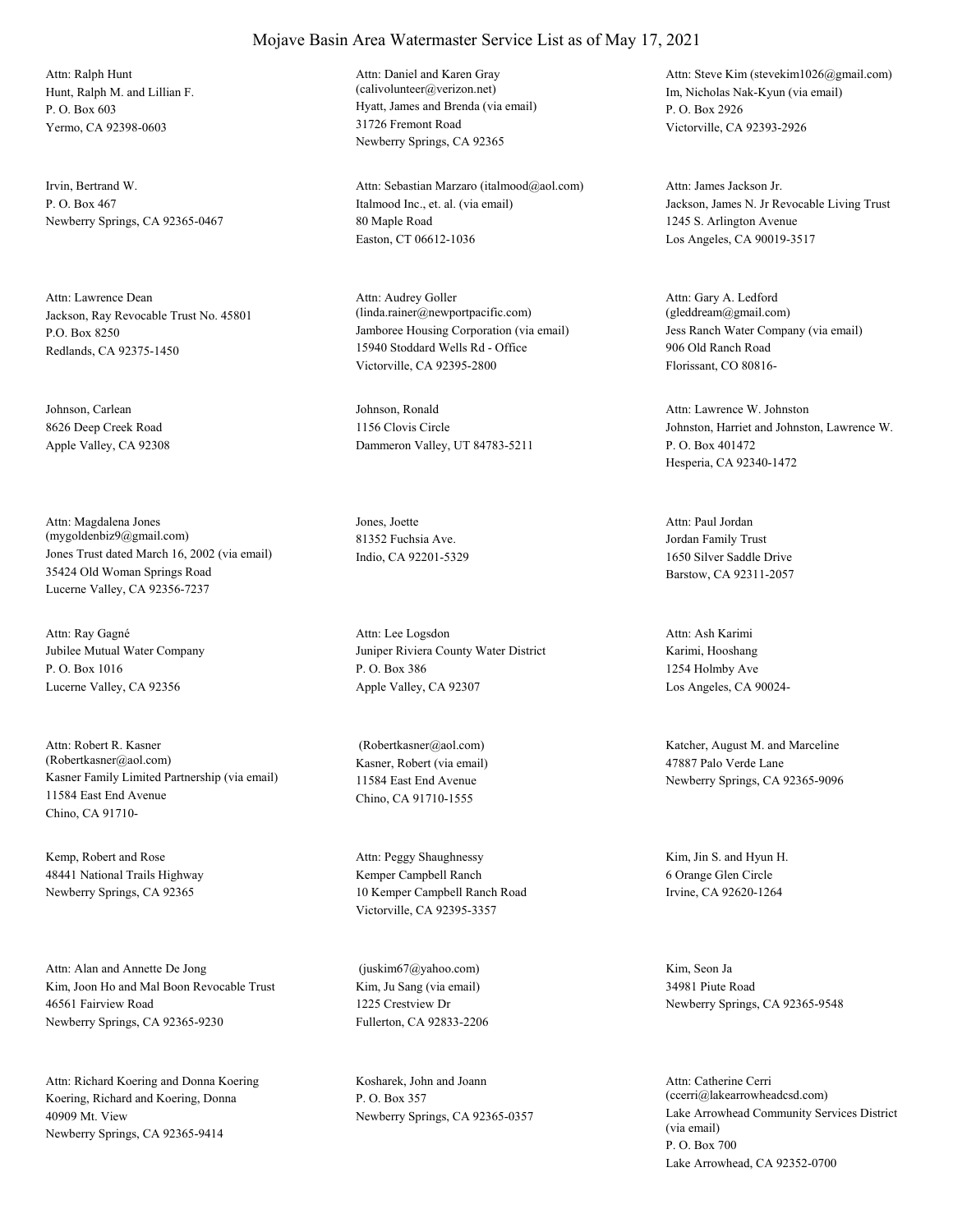# Mojave Basin Area Watermaster Service List as of May 17, 2021

Attn: Ralph Hunt
Hunt, Ralph M. and Lillian F.
P. O. Box 603
Yermo, CA 92398-0603

Attn: Daniel and Karen Gray
(calivolunteer@verizon.net)
Hyatt, James and Brenda (via email)
31726 Fremont Road
Newberry Springs, CA 92365

Attn: Steve Kim (stevekim1026@gmail.com)
Im, Nicholas Nak-Kyun (via email)
P. O. Box 2926
Victorville, CA 92393-2926

Irvin, Bertrand W.
P. O. Box 467
Newberry Springs, CA 92365-0467

Attn: Sebastian Marzaro (italmood@aol.com)
Italmood Inc., et. al. (via email)
80 Maple Road
Easton, CT 06612-1036

Attn: James Jackson Jr.
Jackson, James N. Jr Revocable Living Trust
1245 S. Arlington Avenue
Los Angeles, CA 90019-3517

Attn: Lawrence Dean
Jackson, Ray Revocable Trust No. 45801
P.O. Box 8250
Redlands, CA 92375-1450

Attn: Audrey Goller
(linda.rainer@newportpacific.com)
Jamboree Housing Corporation (via email)
15940 Stoddard Wells Rd - Office
Victorville, CA 92395-2800

Attn: Gary A. Ledford
(gleddream@gmail.com)
Jess Ranch Water Company (via email)
906 Old Ranch Road
Florissant, CO 80816-

Johnson, Carlean
8626 Deep Creek Road
Apple Valley, CA 92308

Johnson, Ronald
1156 Clovis Circle
Dammeron Valley, UT 84783-5211

Attn: Lawrence W. Johnston
Johnston, Harriet and Johnston, Lawrence W.
P. O. Box 401472
Hesperia, CA 92340-1472

Attn: Magdalena Jones
(mygoldenbiz9@gmail.com)
Jones Trust dated March 16, 2002 (via email)
35424 Old Woman Springs Road
Lucerne Valley, CA 92356-7237

Jones, Joette
81352 Fuchsia Ave.
Indio, CA 92201-5329

Attn: Paul Jordan
Jordan Family Trust
1650 Silver Saddle Drive
Barstow, CA 92311-2057

Attn: Ray Gagné
Jubilee Mutual Water Company
P. O. Box 1016
Lucerne Valley, CA 92356

Attn: Lee Logsdon
Juniper Riviera County Water District
P. O. Box 386
Apple Valley, CA 92307

Attn: Ash Karimi
Karimi, Hooshang
1254 Holmby Ave
Los Angeles, CA 90024-

Attn: Robert R. Kasner
(Robertkasner@aol.com)
Kasner Family Limited Partnership (via email)
11584 East End Avenue
Chino, CA 91710-

(Robertkasner@aol.com)
Kasner, Robert (via email)
11584 East End Avenue
Chino, CA 91710-1555

Katcher, August M. and Marceline
47887 Palo Verde Lane
Newberry Springs, CA 92365-9096

Kemp, Robert and Rose
48441 National Trails Highway
Newberry Springs, CA 92365

Attn: Peggy Shaughnessy
Kemper Campbell Ranch
10 Kemper Campbell Ranch Road
Victorville, CA 92395-3357

Kim, Jin S. and Hyun H.
6 Orange Glen Circle
Irvine, CA 92620-1264

Attn: Alan and Annette De Jong
Kim, Joon Ho and Mal Boon Revocable Trust
46561 Fairview Road
Newberry Springs, CA 92365-9230

(juskim67@yahoo.com)
Kim, Ju Sang (via email)
1225 Crestview Dr
Fullerton, CA 92833-2206

Kim, Seon Ja
34981 Piute Road
Newberry Springs, CA 92365-9548

Attn: Richard Koering and Donna Koering
Koering, Richard and Koering, Donna
40909 Mt. View
Newberry Springs, CA 92365-9414

Kosharek, John and Joann
P. O. Box 357
Newberry Springs, CA 92365-0357

Attn: Catherine Cerri
(ccerri@lakearrowheadcsd.com)
Lake Arrowhead Community Services District
(via email)
P. O. Box 700
Lake Arrowhead, CA 92352-0700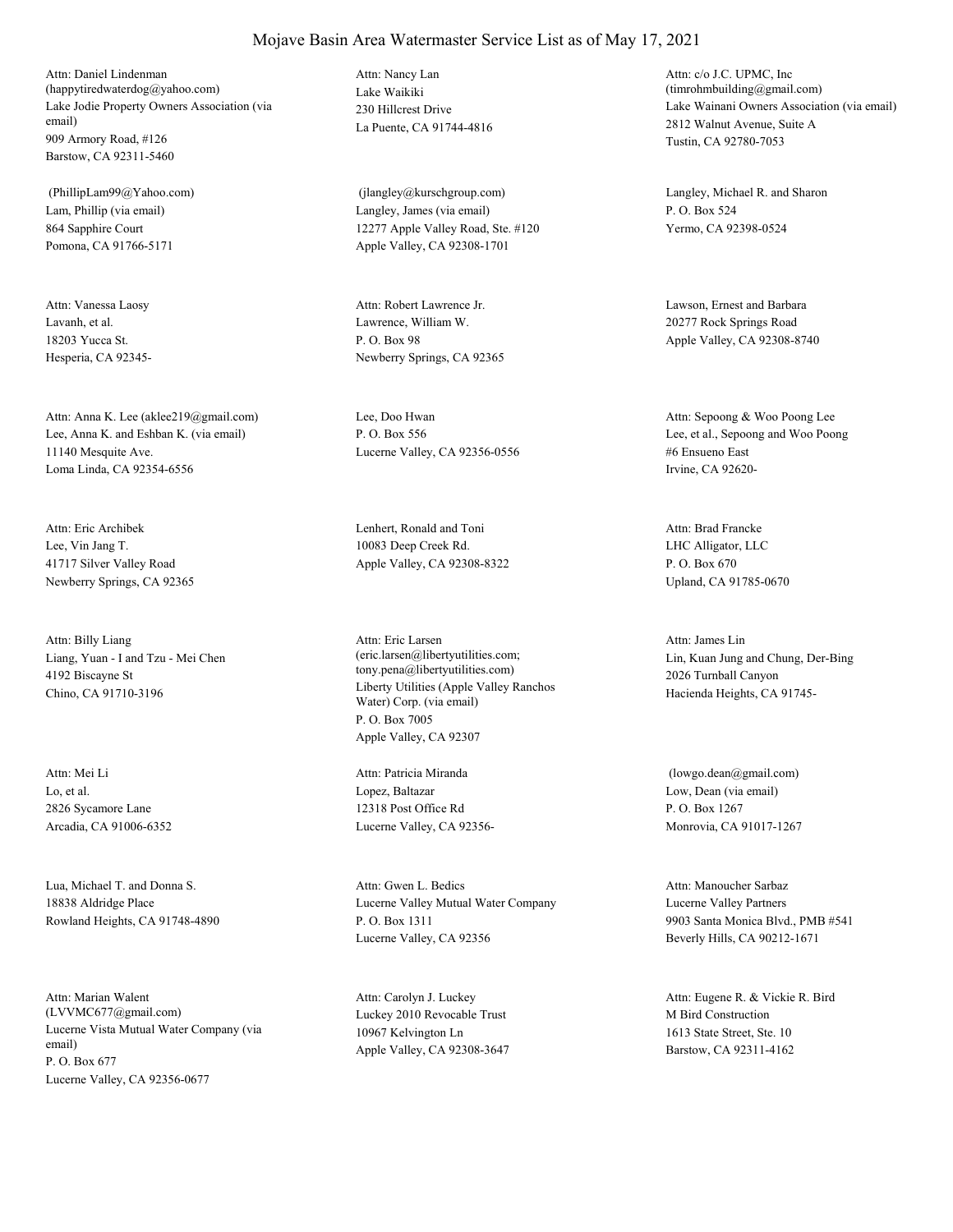# Mojave Basin Area Watermaster Service List as of May 17, 2021

Attn: Daniel Lindenman
(happytiredwaterdog@yahoo.com)
Lake Jodie Property Owners Association (via email)
909 Armory Road, #126
Barstow, CA 92311-5460

Attn: Nancy Lan
Lake Waikiki
230 Hillcrest Drive
La Puente, CA 91744-4816

Attn: c/o J.C. UPMC, Inc
(timrohmbuilding@gmail.com)
Lake Wainani Owners Association (via email)
2812 Walnut Avenue, Suite A
Tustin, CA 92780-7053

(PhillipLam99@Yahoo.com)
Lam, Phillip (via email)
864 Sapphire Court
Pomona, CA 91766-5171

(jlangley@kurschgroup.com)
Langley, James (via email)
12277 Apple Valley Road, Ste. #120
Apple Valley, CA 92308-1701

Langley, Michael R. and Sharon
P. O. Box 524
Yermo, CA 92398-0524

Attn: Vanessa Laosy
Lavanh, et al.
18203 Yucca St.
Hesperia, CA 92345-

Attn: Robert Lawrence Jr.
Lawrence, William W.
P. O. Box 98
Newberry Springs, CA 92365

Lawson, Ernest and Barbara
20277 Rock Springs Road
Apple Valley, CA 92308-8740

Attn: Anna K. Lee (aklee219@gmail.com)
Lee, Anna K. and Eshban K. (via email)
11140 Mesquite Ave.
Loma Linda, CA 92354-6556

Lee, Doo Hwan
P. O. Box 556
Lucerne Valley, CA 92356-0556

Attn: Sepoong & Woo Poong Lee
Lee, et al., Sepoong and Woo Poong
#6 Ensueno East
Irvine, CA 92620-

Attn: Eric Archibek
Lee, Vin Jang T.
41717 Silver Valley Road
Newberry Springs, CA 92365

Lenhert, Ronald and Toni
10083 Deep Creek Rd.
Apple Valley, CA 92308-8322

Attn: Brad Francke
LHC Alligator, LLC
P. O. Box 670
Upland, CA 91785-0670

Attn: Billy Liang
Liang, Yuan - I and Tzu - Mei Chen
4192 Biscayne St
Chino, CA 91710-3196

Attn: Eric Larsen
(eric.larsen@libertyutilities.com; tony.pena@libertyutilities.com)
Liberty Utilities (Apple Valley Ranchos Water) Corp. (via email)
P. O. Box 7005
Apple Valley, CA 92307

Attn: James Lin
Lin, Kuan Jung and Chung, Der-Bing
2026 Turnball Canyon
Hacienda Heights, CA 91745-

Attn: Mei Li
Lo, et al.
2826 Sycamore Lane
Arcadia, CA 91006-6352

Attn: Patricia Miranda
Lopez, Baltazar
12318 Post Office Rd
Lucerne Valley, CA 92356-

(lowgo.dean@gmail.com)
Low, Dean (via email)
P. O. Box 1267
Monrovia, CA 91017-1267

Lua, Michael T. and Donna S.
18838 Aldridge Place
Rowland Heights, CA 91748-4890

Attn: Gwen L. Bedics
Lucerne Valley Mutual Water Company
P. O. Box 1311
Lucerne Valley, CA 92356

Attn: Manoucher Sarbaz
Lucerne Valley Partners
9903 Santa Monica Blvd., PMB #541
Beverly Hills, CA 90212-1671

Attn: Marian Walent
(LVVMC677@gmail.com)
Lucerne Vista Mutual Water Company (via email)
P. O. Box 677
Lucerne Valley, CA 92356-0677

Attn: Carolyn J. Luckey
Luckey 2010 Revocable Trust
10967 Kelvington Ln
Apple Valley, CA 92308-3647

Attn: Eugene R. & Vickie R. Bird
M Bird Construction
1613 State Street, Ste. 10
Barstow, CA 92311-4162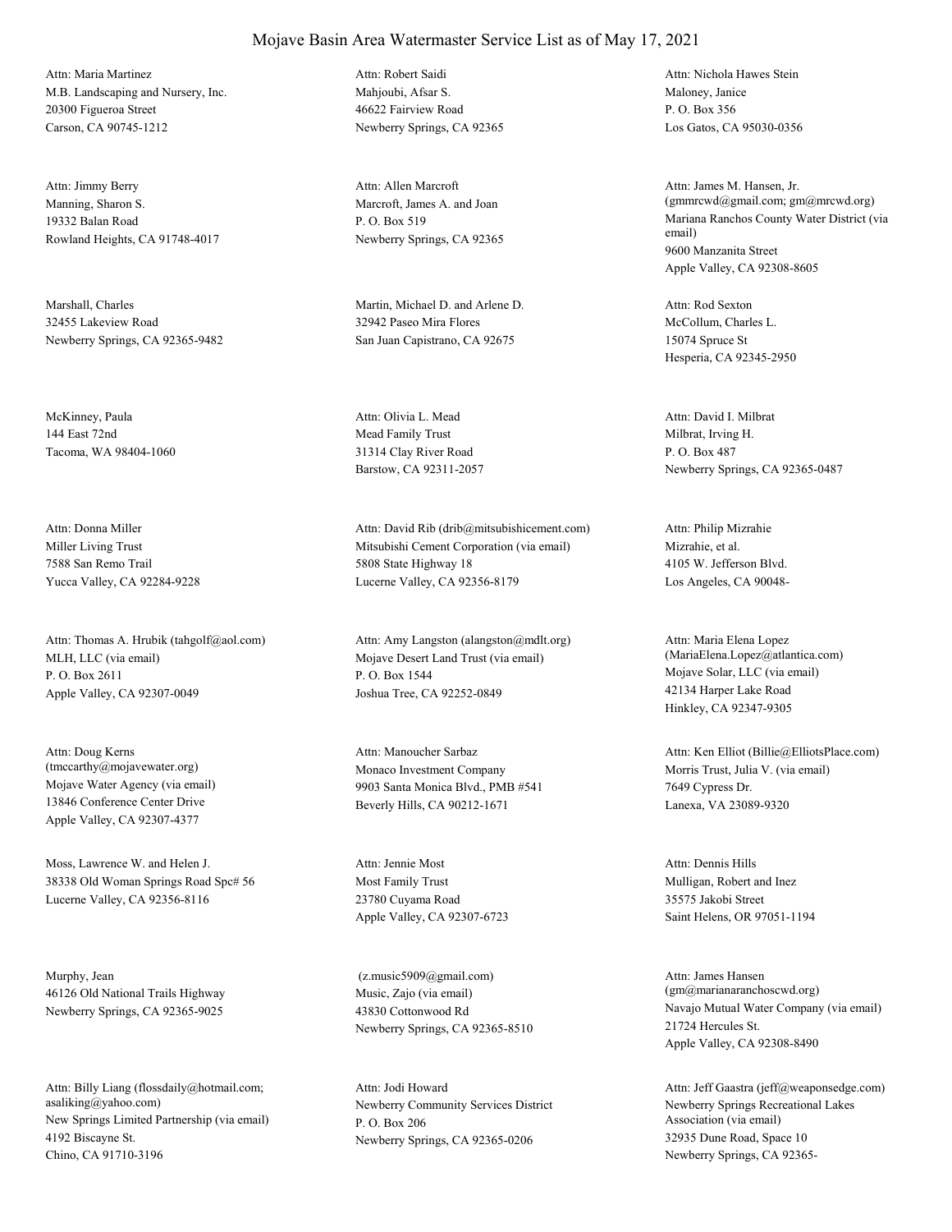# Mojave Basin Area Watermaster Service List as of May 17, 2021

Attn: Maria Martinez
M.B. Landscaping and Nursery, Inc.
20300 Figueroa Street
Carson, CA 90745-1212

Attn: Robert Saidi
Mahjoubi, Afsar S.
46622 Fairview Road
Newberry Springs, CA 92365

Attn: Nichola Hawes Stein
Maloney, Janice
P. O. Box 356
Los Gatos, CA 95030-0356

Attn: Jimmy Berry
Manning, Sharon S.
19332 Balan Road
Rowland Heights, CA 91748-4017

Attn: Allen Marcroft
Marcroft, James A. and Joan
P. O. Box 519
Newberry Springs, CA 92365

Attn: James M. Hansen, Jr.
(gmmrcwd@gmail.com; gm@mrcwd.org)
Mariana Ranchos County Water District (via email)
9600 Manzanita Street
Apple Valley, CA 92308-8605

Marshall, Charles
32455 Lakeview Road
Newberry Springs, CA 92365-9482

Martin, Michael D. and Arlene D.
32942 Paseo Mira Flores
San Juan Capistrano, CA 92675

Attn: Rod Sexton
McCollum, Charles L.
15074 Spruce St
Hesperia, CA 92345-2950

McKinney, Paula
144 East 72nd
Tacoma, WA 98404-1060

Attn: Olivia L. Mead
Mead Family Trust
31314 Clay River Road
Barstow, CA 92311-2057

Attn: David I. Milbrat
Milbrat, Irving H.
P. O. Box 487
Newberry Springs, CA 92365-0487

Attn: Donna Miller
Miller Living Trust
7588 San Remo Trail
Yucca Valley, CA 92284-9228

Attn: David Rib (drib@mitsubishicement.com)
Mitsubishi Cement Corporation (via email)
5808 State Highway 18
Lucerne Valley, CA 92356-8179

Attn: Philip Mizrahie
Mizrahie, et al.
4105 W. Jefferson Blvd.
Los Angeles, CA 90048-

Attn: Thomas A. Hrubik (tahgolf@aol.com)
MLH, LLC (via email)
P. O. Box 2611
Apple Valley, CA 92307-0049

Attn: Amy Langston (alangston@mdlt.org)
Mojave Desert Land Trust (via email)
P. O. Box 1544
Joshua Tree, CA 92252-0849

Attn: Maria Elena Lopez
(MariaElena.Lopez@atlantica.com)
Mojave Solar, LLC (via email)
42134 Harper Lake Road
Hinkley, CA 92347-9305

Attn: Doug Kerns
(tmccarthy@mojavewater.org)
Mojave Water Agency (via email)
13846 Conference Center Drive
Apple Valley, CA 92307-4377

Attn: Manoucher Sarbaz
Monaco Investment Company
9903 Santa Monica Blvd., PMB #541
Beverly Hills, CA 90212-1671

Attn: Ken Elliot (Billie@ElliotsPlace.com)
Morris Trust, Julia V. (via email)
7649 Cypress Dr.
Lanexa, VA 23089-9320

Moss, Lawrence W. and Helen J.
38338 Old Woman Springs Road Spc# 56
Lucerne Valley, CA 92356-8116

Attn: Jennie Most
Most Family Trust
23780 Cuyama Road
Apple Valley, CA 92307-6723

Attn: Dennis Hills
Mulligan, Robert and Inez
35575 Jakobi Street
Saint Helens, OR 97051-1194

Murphy, Jean
46126 Old National Trails Highway
Newberry Springs, CA 92365-9025

(z.music5909@gmail.com)
Music, Zajo (via email)
43830 Cottonwood Rd
Newberry Springs, CA 92365-8510

Attn: James Hansen
(gm@marianaranchoscwd.org)
Navajo Mutual Water Company (via email)
21724 Hercules St.
Apple Valley, CA 92308-8490

Attn: Billy Liang (flossdaily@hotmail.com; asaliking@yahoo.com)
New Springs Limited Partnership (via email)
4192 Biscayne St.
Chino, CA 91710-3196

Attn: Jodi Howard
Newberry Community Services District
P. O. Box 206
Newberry Springs, CA 92365-0206

Attn: Jeff Gaastra (jeff@weaponsedge.com)
Newberry Springs Recreational Lakes Association (via email)
32935 Dune Road, Space 10
Newberry Springs, CA 92365-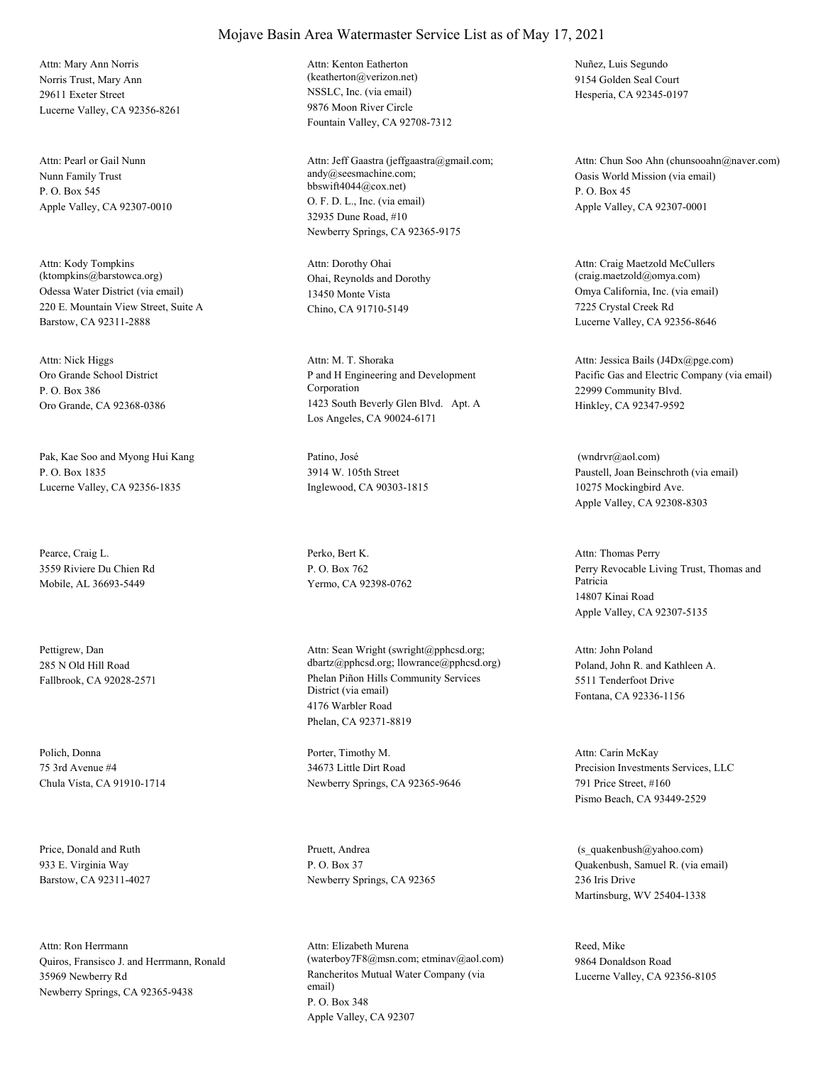# Mojave Basin Area Watermaster Service List as of May 17, 2021

Attn: Mary Ann Norris
Norris Trust, Mary Ann
29611 Exeter Street
Lucerne Valley, CA 92356-8261

Attn: Kenton Eatherton
(keatherton@verizon.net)
NSSLC, Inc. (via email)
9876 Moon River Circle
Fountain Valley, CA 92708-7312

Nuñez, Luis Segundo
9154 Golden Seal Court
Hesperia, CA 92345-0197

Attn: Pearl or Gail Nunn
Nunn Family Trust
P. O. Box 545
Apple Valley, CA 92307-0010

Attn: Jeff Gaastra (jeffgaastra@gmail.com; andy@seesmachine.com; bbswift4044@cox.net)
O. F. D. L., Inc. (via email)
32935 Dune Road, #10
Newberry Springs, CA 92365-9175

Attn: Chun Soo Ahn (chunsooahn@naver.com)
Oasis World Mission (via email)
P. O. Box 45
Apple Valley, CA 92307-0001

Attn: Kody Tompkins
(ktompkins@barstowca.org)
Odessa Water District (via email)
220 E. Mountain View Street, Suite A
Barstow, CA 92311-2888

Attn: Dorothy Ohai
Ohai, Reynolds and Dorothy
13450 Monte Vista
Chino, CA 91710-5149

Attn: Craig Maetzold McCullers
(craig.maetzold@omya.com)
Omya California, Inc. (via email)
7225 Crystal Creek Rd
Lucerne Valley, CA 92356-8646

Attn: Nick Higgs
Oro Grande School District
P. O. Box 386
Oro Grande, CA 92368-0386

Attn: M. T. Shoraka
P and H Engineering and Development Corporation
1423 South Beverly Glen Blvd. Apt. A
Los Angeles, CA 90024-6171

Attn: Jessica Bails (J4Dx@pge.com)
Pacific Gas and Electric Company (via email)
22999 Community Blvd.
Hinkley, CA 92347-9592

Pak, Kae Soo and Myong Hui Kang
P. O. Box 1835
Lucerne Valley, CA 92356-1835

Patino, José
3914 W. 105th Street
Inglewood, CA 90303-1815

(wndrvr@aol.com)
Paustell, Joan Beinschroth (via email)
10275 Mockingbird Ave.
Apple Valley, CA 92308-8303

Pearce, Craig L.
3559 Riviere Du Chien Rd
Mobile, AL 36693-5449

Perko, Bert K.
P. O. Box 762
Yermo, CA 92398-0762

Attn: Thomas Perry
Perry Revocable Living Trust, Thomas and Patricia
14807 Kinai Road
Apple Valley, CA 92307-5135

Pettigrew, Dan
285 N Old Hill Road
Fallbrook, CA 92028-2571

Attn: Sean Wright (swright@pphcsd.org; dbartz@pphcsd.org; llowrance@pphcsd.org)
Phelan Piñon Hills Community Services District (via email)
4176 Warbler Road
Phelan, CA 92371-8819

Attn: John Poland
Poland, John R. and Kathleen A.
5511 Tenderfoot Drive
Fontana, CA 92336-1156

Polich, Donna
75 3rd Avenue #4
Chula Vista, CA 91910-1714

Porter, Timothy M.
34673 Little Dirt Road
Newberry Springs, CA 92365-9646

Attn: Carin McKay
Precision Investments Services, LLC
791 Price Street, #160
Pismo Beach, CA 93449-2529

Price, Donald and Ruth
933 E. Virginia Way
Barstow, CA 92311-4027

Pruett, Andrea
P. O. Box 37
Newberry Springs, CA 92365

(s_quakenbush@yahoo.com)
Quakenbush, Samuel R. (via email)
236 Iris Drive
Martinsburg, WV 25404-1338

Attn: Ron Herrmann
Quiros, Fransisco J. and Herrmann, Ronald
35969 Newberry Rd
Newberry Springs, CA 92365-9438

Attn: Elizabeth Murena
(waterboy7F8@msn.com; etminav@aol.com)
Rancheritos Mutual Water Company (via email)
P. O. Box 348
Apple Valley, CA 92307

Reed, Mike
9864 Donaldson Road
Lucerne Valley, CA 92356-8105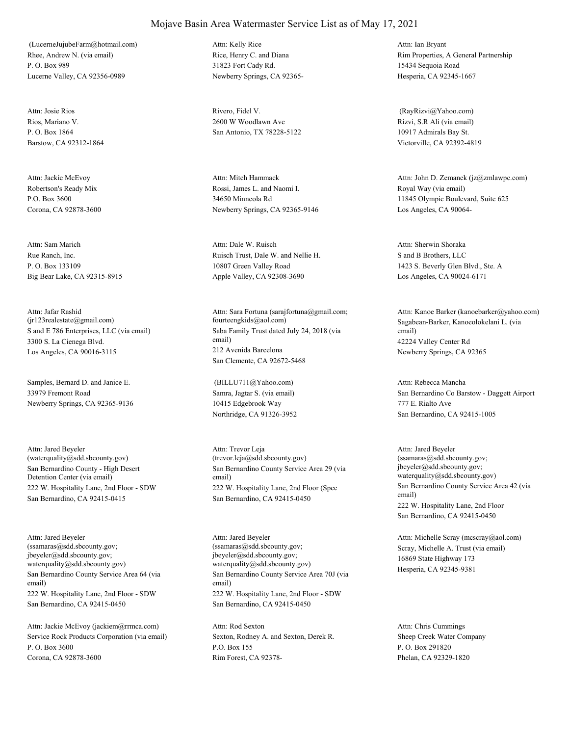# Mojave Basin Area Watermaster Service List as of May 17, 2021

(LucerneJujubeFarm@hotmail.com)
Rhee, Andrew N. (via email)
P. O. Box 989
Lucerne Valley, CA 92356-0989

Attn: Kelly Rice
Rice, Henry C. and Diana
31823 Fort Cady Rd.
Newberry Springs, CA 92365-

Attn: Ian Bryant
Rim Properties, A General Partnership
15434 Sequoia Road
Hesperia, CA 92345-1667

Attn: Josie Rios
Rios, Mariano V.
P. O. Box 1864
Barstow, CA 92312-1864

Rivero, Fidel V.
2600 W Woodlawn Ave
San Antonio, TX 78228-5122

(RayRizvi@Yahoo.com)
Rizvi, S.R Ali (via email)
10917 Admirals Bay St.
Victorville, CA 92392-4819

Attn: Jackie McEvoy
Robertson's Ready Mix
P.O. Box 3600
Corona, CA 92878-3600

Attn: Mitch Hammack
Rossi, James L. and Naomi I.
34650 Minneola Rd
Newberry Springs, CA 92365-9146

Attn: John D. Zemanek (jz@zmlawpc.com)
Royal Way (via email)
11845 Olympic Boulevard, Suite 625
Los Angeles, CA 90064-

Attn: Sam Marich
Rue Ranch, Inc.
P. O. Box 133109
Big Bear Lake, CA 92315-8915

Attn: Dale W. Ruisch
Ruisch Trust, Dale W. and Nellie H.
10807 Green Valley Road
Apple Valley, CA 92308-3690

Attn: Sherwin Shoraka
S and B Brothers, LLC
1423 S. Beverly Glen Blvd., Ste. A
Los Angeles, CA 90024-6171

Attn: Jafar Rashid
(jr123realestate@gmail.com)
S and E 786 Enterprises, LLC (via email)
3300 S. La Cienega Blvd.
Los Angeles, CA 90016-3115

Attn: Sara Fortuna (sarajfortuna@gmail.com; fourteengkids@aol.com)
Saba Family Trust dated July 24, 2018 (via email)
212 Avenida Barcelona
San Clemente, CA 92672-5468

Attn: Kanoe Barker (kanoebarker@yahoo.com)
Sagabean-Barker, Kanoeolokelani L. (via email)
42224 Valley Center Rd
Newberry Springs, CA 92365

Samples, Bernard D. and Janice E.
33979 Fremont Road
Newberry Springs, CA 92365-9136

(BILLU711@Yahoo.com)
Samra, Jagtar S. (via email)
10415 Edgebrook Way
Northridge, CA 91326-3952

Attn: Rebecca Mancha
San Bernardino Co Barstow - Daggett Airport
777 E. Rialto Ave
San Bernardino, CA 92415-1005

Attn: Jared Beyeler
(waterquality@sdd.sbcounty.gov)
San Bernardino County - High Desert Detention Center (via email)
222 W. Hospitality Lane, 2nd Floor - SDW
San Bernardino, CA 92415-0415

Attn: Trevor Leja
(trevor.leja@sdd.sbcounty.gov)
San Bernardino County Service Area 29 (via email)
222 W. Hospitality Lane, 2nd Floor (Spec
San Bernardino, CA 92415-0450

Attn: Jared Beyeler
(ssamaras@sdd.sbcounty.gov; jbeyeler@sdd.sbcounty.gov; waterquality@sdd.sbcounty.gov)
San Bernardino County Service Area 42 (via email)
222 W. Hospitality Lane, 2nd Floor
San Bernardino, CA 92415-0450

Attn: Jared Beyeler
(ssamaras@sdd.sbcounty.gov; jbeyeler@sdd.sbcounty.gov; waterquality@sdd.sbcounty.gov)
San Bernardino County Service Area 64 (via email)
222 W. Hospitality Lane, 2nd Floor - SDW
San Bernardino, CA 92415-0450

Attn: Jared Beyeler
(ssamaras@sdd.sbcounty.gov; jbeyeler@sdd.sbcounty.gov; waterquality@sdd.sbcounty.gov)
San Bernardino County Service Area 70J (via email)
222 W. Hospitality Lane, 2nd Floor - SDW
San Bernardino, CA 92415-0450

Attn: Michelle Scray (mcscray@aol.com)
Scray, Michelle A. Trust (via email)
16869 State Highway 173
Hesperia, CA 92345-9381

Attn: Jackie McEvoy (jackiem@rrmca.com)
Service Rock Products Corporation (via email)
P. O. Box 3600
Corona, CA 92878-3600

Attn: Rod Sexton
Sexton, Rodney A. and Sexton, Derek R.
P.O. Box 155
Rim Forest, CA 92378-

Attn: Chris Cummings
Sheep Creek Water Company
P. O. Box 291820
Phelan, CA 92329-1820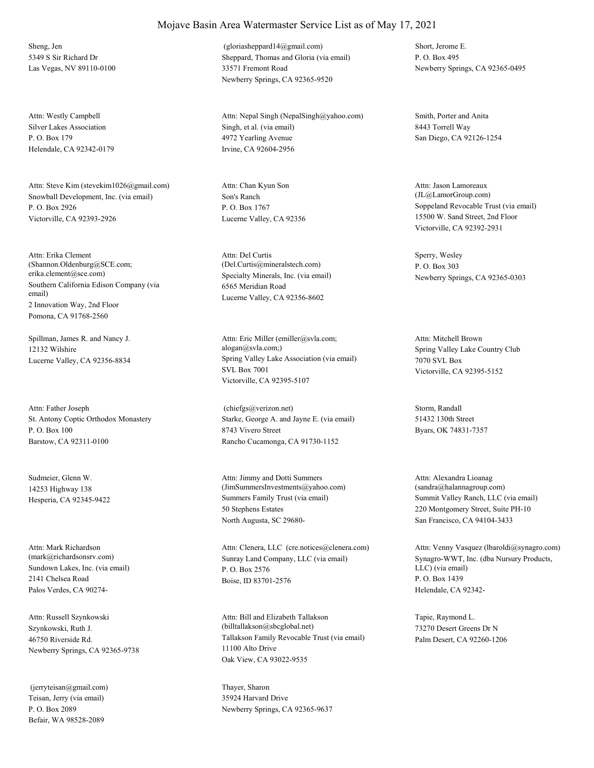# Mojave Basin Area Watermaster Service List as of May 17, 2021

Sheng, Jen
5349 S Sir Richard Dr
Las Vegas, NV 89110-0100

(gloriasheppard14@gmail.com)
Sheppard, Thomas and Gloria (via email)
33571 Fremont Road
Newberry Springs, CA 92365-9520

Short, Jerome E.
P. O. Box 495
Newberry Springs, CA 92365-0495

Attn: Westly Campbell
Silver Lakes Association
P. O. Box 179
Helendale, CA 92342-0179

Attn: Nepal Singh (NepalSingh@yahoo.com)
Singh, et al. (via email)
4972 Yearling Avenue
Irvine, CA 92604-2956

Smith, Porter and Anita
8443 Torrell Way
San Diego, CA 92126-1254

Attn: Steve Kim (stevekim1026@gmail.com)
Snowball Development, Inc. (via email)
P. O. Box 2926
Victorville, CA 92393-2926

Attn: Chan Kyun Son
Son's Ranch
P. O. Box 1767
Lucerne Valley, CA 92356

Attn: Jason Lamoreaux
(JL@LamorGroup.com)
Soppeland Revocable Trust (via email)
15500 W. Sand Street, 2nd Floor
Victorville, CA 92392-2931

Attn: Erika Clement
(Shannon.Oldenburg@SCE.com; erika.clement@sce.com)
Southern California Edison Company (via email)
2 Innovation Way, 2nd Floor
Pomona, CA 91768-2560

Attn: Del Curtis
(Del.Curtis@mineralstech.com)
Specialty Minerals, Inc. (via email)
6565 Meridian Road
Lucerne Valley, CA 92356-8602

Sperry, Wesley
P. O. Box 303
Newberry Springs, CA 92365-0303

Spillman, James R. and Nancy J.
12132 Wilshire
Lucerne Valley, CA 92356-8834

Attn: Eric Miller (emiller@svla.com; alogan@svla.com;)
Spring Valley Lake Association (via email)
SVL Box 7001
Victorville, CA 92395-5107

Attn: Mitchell Brown
Spring Valley Lake Country Club
7070 SVL Box
Victorville, CA 92395-5152

Attn: Father Joseph
St. Antony Coptic Orthodox Monastery
P. O. Box 100
Barstow, CA 92311-0100

(chiefgs@verizon.net)
Starke, George A. and Jayne E. (via email)
8743 Vivero Street
Rancho Cucamonga, CA 91730-1152

Storm, Randall
51432 130th Street
Byars, OK 74831-7357

Sudmeier, Glenn W.
14253 Highway 138
Hesperia, CA 92345-9422

Attn: Jimmy and Dotti Summers
(JimSummersInvestments@yahoo.com)
Summers Family Trust (via email)
50 Stephens Estates
North Augusta, SC 29680-

Attn: Alexandra Lioanag
(sandra@halannagroup.com)
Summit Valley Ranch, LLC (via email)
220 Montgomery Street, Suite PH-10
San Francisco, CA 94104-3433

Attn: Mark Richardson
(mark@richardsonsrv.com)
Sundown Lakes, Inc. (via email)
2141 Chelsea Road
Palos Verdes, CA 90274-

Attn: Clenera, LLC (cre.notices@clenera.com)
Sunray Land Company, LLC (via email)
P. O. Box 2576
Boise, ID 83701-2576

Attn: Venny Vasquez (lbaroldi@synagro.com)
Synagro-WWT, Inc. (dba Nursury Products, LLC) (via email)
P. O. Box 1439
Helendale, CA 92342-

Attn: Russell Szynkowski
Szynkowski, Ruth J.
46750 Riverside Rd.
Newberry Springs, CA 92365-9738

Attn: Bill and Elizabeth Tallakson
(billtallakson@sbcglobal.net)
Tallakson Family Revocable Trust (via email)
11100 Alto Drive
Oak View, CA 93022-9535

Tapie, Raymond L.
73270 Desert Greens Dr N
Palm Desert, CA 92260-1206

(jerryteisan@gmail.com)
Teisan, Jerry (via email)
P. O. Box 2089
Befair, WA 98528-2089

Thayer, Sharon
35924 Harvard Drive
Newberry Springs, CA 92365-9637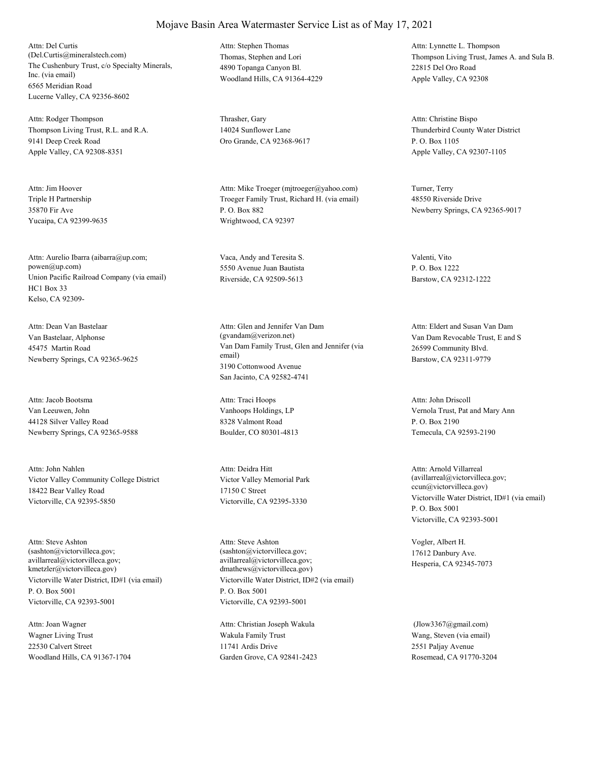# Mojave Basin Area Watermaster Service List as of May 17, 2021

Attn: Del Curtis
(Del.Curtis@mineralstech.com)
The Cushenbury Trust, c/o Specialty Minerals, Inc. (via email)
6565 Meridian Road
Lucerne Valley, CA 92356-8602

Attn: Stephen Thomas
Thomas, Stephen and Lori
4890 Topanga Canyon Bl.
Woodland Hills, CA 91364-4229

Attn: Lynnette L. Thompson
Thompson Living Trust, James A. and Sula B.
22815 Del Oro Road
Apple Valley, CA 92308

Attn: Rodger Thompson
Thompson Living Trust, R.L. and R.A.
9141 Deep Creek Road
Apple Valley, CA 92308-8351

Thrasher, Gary
14024 Sunflower Lane
Oro Grande, CA 92368-9617

Attn: Christine Bispo
Thunderbird County Water District
P. O. Box 1105
Apple Valley, CA 92307-1105

Attn: Jim Hoover
Triple H Partnership
35870 Fir Ave
Yucaipa, CA 92399-9635

Attn: Mike Troeger (mjtroeger@yahoo.com)
Troeger Family Trust, Richard H. (via email)
P. O. Box 882
Wrightwood, CA 92397

Turner, Terry
48550 Riverside Drive
Newberry Springs, CA 92365-9017

Attn: Aurelio Ibarra (aibarra@up.com; powen@up.com)
Union Pacific Railroad Company (via email)
HC1 Box 33
Kelso, CA 92309-

Vaca, Andy and Teresita S.
5550 Avenue Juan Bautista
Riverside, CA 92509-5613

Valenti, Vito
P. O. Box 1222
Barstow, CA 92312-1222

Attn: Dean Van Bastelaar
Van Bastelaar, Alphonse
45475 Martin Road
Newberry Springs, CA 92365-9625

Attn: Glen and Jennifer Van Dam
(gvandam@verizon.net)
Van Dam Family Trust, Glen and Jennifer (via email)
3190 Cottonwood Avenue
San Jacinto, CA 92582-4741

Attn: Eldert and Susan Van Dam
Van Dam Revocable Trust, E and S
26599 Community Blvd.
Barstow, CA 92311-9779

Attn: Jacob Bootsma
Van Leeuwen, John
44128 Silver Valley Road
Newberry Springs, CA 92365-9588

Attn: Traci Hoops
Vanhoops Holdings, LP
8328 Valmont Road
Boulder, CO 80301-4813

Attn: John Driscoll
Vernola Trust, Pat and Mary Ann
P. O. Box 2190
Temecula, CA 92593-2190

Attn: John Nahlen
Victor Valley Community College District
18422 Bear Valley Road
Victorville, CA 92395-5850

Attn: Deidra Hitt
Victor Valley Memorial Park
17150 C Street
Victorville, CA 92395-3330

Attn: Arnold Villarreal
(avillarreal@victorvilleca.gov; ccun@victorvilleca.gov)
Victorville Water District, ID#1 (via email)
P. O. Box 5001
Victorville, CA 92393-5001

Attn: Steve Ashton
(sashton@victorvilleca.gov; avillarreal@victorvilleca.gov; kmetzler@victorvilleca.gov)
Victorville Water District, ID#1 (via email)
P. O. Box 5001
Victorville, CA 92393-5001

Attn: Steve Ashton
(sashton@victorvilleca.gov; avillarreal@victorvilleca.gov; dmathews@victorvilleca.gov)
Victorville Water District, ID#2 (via email)
P. O. Box 5001
Victorville, CA 92393-5001

Vogler, Albert H.
17612 Danbury Ave.
Hesperia, CA 92345-7073

Attn: Joan Wagner
Wagner Living Trust
22530 Calvert Street
Woodland Hills, CA 91367-1704

Attn: Christian Joseph Wakula
Wakula Family Trust
11741 Ardis Drive
Garden Grove, CA 92841-2423

(Jlow3367@gmail.com)
Wang, Steven (via email)
2551 Paljay Avenue
Rosemead, CA 91770-3204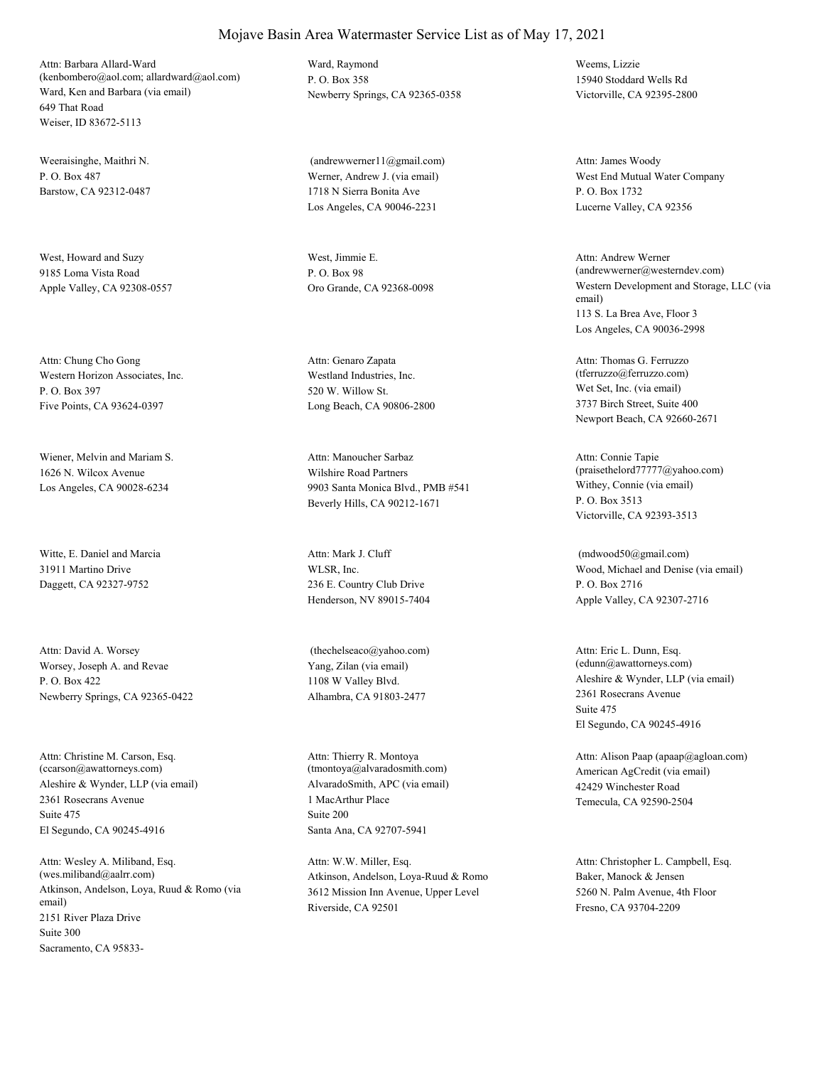# Mojave Basin Area Watermaster Service List as of May 17, 2021

Attn: Barbara Allard-Ward
(kenbombero@aol.com; allardward@aol.com)
Ward, Ken and Barbara (via email)
649 That Road
Weiser, ID 83672-5113

Ward, Raymond
P. O. Box 358
Newberry Springs, CA 92365-0358

Weems, Lizzie
15940 Stoddard Wells Rd
Victorville, CA 92395-2800

Weeraisinghe, Maithri N.
P. O. Box 487
Barstow, CA 92312-0487

(andrewwerner11@gmail.com)
Werner, Andrew J. (via email)
1718 N Sierra Bonita Ave
Los Angeles, CA 90046-2231

Attn: James Woody
West End Mutual Water Company
P. O. Box 1732
Lucerne Valley, CA 92356

West, Howard and Suzy
9185 Loma Vista Road
Apple Valley, CA 92308-0557

West, Jimmie E.
P. O. Box 98
Oro Grande, CA 92368-0098

Attn: Andrew Werner
(andrewwerner@westerndev.com)
Western Development and Storage, LLC (via email)
113 S. La Brea Ave, Floor 3
Los Angeles, CA 90036-2998

Attn: Chung Cho Gong
Western Horizon Associates, Inc.
P. O. Box 397
Five Points, CA 93624-0397

Attn: Genaro Zapata
Westland Industries, Inc.
520 W. Willow St.
Long Beach, CA 90806-2800

Attn: Thomas G. Ferruzzo
(tferruzzo@ferruzzo.com)
Wet Set, Inc. (via email)
3737 Birch Street, Suite 400
Newport Beach, CA 92660-2671

Wiener, Melvin and Mariam S.
1626 N. Wilcox Avenue
Los Angeles, CA 90028-6234

Attn: Manoucher Sarbaz
Wilshire Road Partners
9903 Santa Monica Blvd., PMB #541
Beverly Hills, CA 90212-1671

Attn: Connie Tapie
(praisethelord77777@yahoo.com)
Withey, Connie (via email)
P. O. Box 3513
Victorville, CA 92393-3513

Witte, E. Daniel and Marcia
31911 Martino Drive
Daggett, CA 92327-9752

Attn: Mark J. Cluff
WLSR, Inc.
236 E. Country Club Drive
Henderson, NV 89015-7404

(mdwood50@gmail.com)
Wood, Michael and Denise (via email)
P. O. Box 2716
Apple Valley, CA 92307-2716

Attn: David A. Worsey
Worsey, Joseph A. and Revae
P. O. Box 422
Newberry Springs, CA 92365-0422

(thechelseaco@yahoo.com)
Yang, Zilan (via email)
1108 W Valley Blvd.
Alhambra, CA 91803-2477

Attn: Eric L. Dunn, Esq.
(edunn@awattorneys.com)
Aleshire & Wynder, LLP (via email)
2361 Rosecrans Avenue
Suite 475
El Segundo, CA 90245-4916

Attn: Christine M. Carson, Esq.
(ccarson@awattorneys.com)
Aleshire & Wynder, LLP (via email)
2361 Rosecrans Avenue
Suite 475
El Segundo, CA 90245-4916

Attn: Thierry R. Montoya
(tmontoya@alvaradosmith.com)
AlvaradoSmith, APC (via email)
1 MacArthur Place
Suite 200
Santa Ana, CA 92707-5941

Attn: Alison Paap (apaap@agloan.com)
American AgCredit (via email)
42429 Winchester Road
Temecula, CA 92590-2504

Attn: Wesley A. Miliband, Esq.
(wes.miliband@aalrr.com)
Atkinson, Andelson, Loya, Ruud & Romo (via email)
2151 River Plaza Drive
Suite 300
Sacramento, CA 95833-

Attn: W.W. Miller, Esq.
Atkinson, Andelson, Loya-Ruud & Romo
3612 Mission Inn Avenue, Upper Level
Riverside, CA 92501

Attn: Christopher L. Campbell, Esq.
Baker, Manock & Jensen
5260 N. Palm Avenue, 4th Floor
Fresno, CA 93704-2209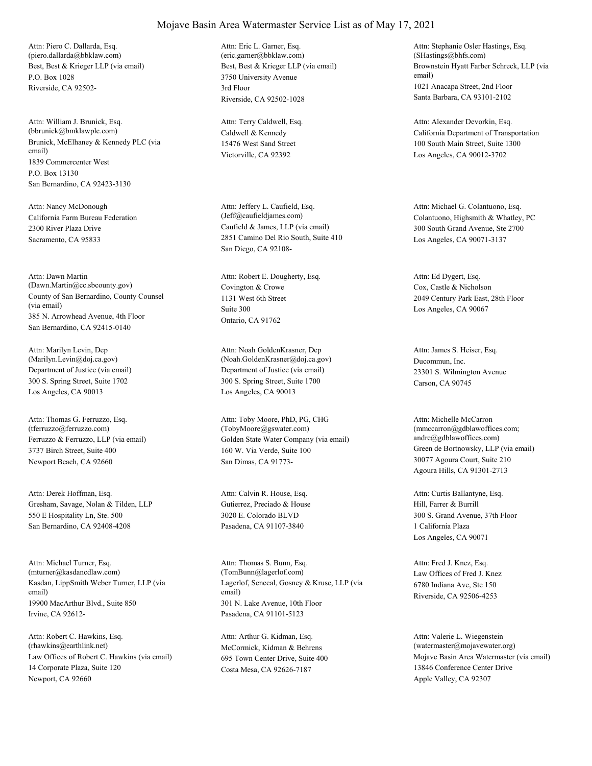# Mojave Basin Area Watermaster Service List as of May 17, 2021

Attn: Piero C. Dallarda, Esq.
(piero.dallarda@bbklaw.com)
Best, Best & Krieger LLP (via email)
P.O. Box 1028
Riverside, CA 92502-

Attn: Eric L. Garner, Esq.
(eric.garner@bbklaw.com)
Best, Best & Krieger LLP (via email)
3750 University Avenue
3rd Floor
Riverside, CA 92502-1028

Attn: Stephanie Osler Hastings, Esq.
(SHastings@bhfs.com)
Brownstein Hyatt Farber Schreck, LLP (via email)
1021 Anacapa Street, 2nd Floor
Santa Barbara, CA 93101-2102

Attn: William J. Brunick, Esq.
(bbrunick@bmklawplc.com)
Brunick, McElhaney & Kennedy PLC (via email)
1839 Commercenter West
P.O. Box 13130
San Bernardino, CA 92423-3130

Attn: Terry Caldwell, Esq.
Caldwell & Kennedy
15476 West Sand Street
Victorville, CA 92392

Attn: Alexander Devorkin, Esq.
California Department of Transportation
100 South Main Street, Suite 1300
Los Angeles, CA 90012-3702

Attn: Nancy McDonough
California Farm Bureau Federation
2300 River Plaza Drive
Sacramento, CA 95833

Attn: Jeffery L. Caufield, Esq.
(Jeff@caufieldjames.com)
Caufield & James, LLP (via email)
2851 Camino Del Rio South, Suite 410
San Diego, CA 92108-

Attn: Michael G. Colantuono, Esq.
Colantuono, Highsmith & Whatley, PC
300 South Grand Avenue, Ste 2700
Los Angeles, CA 90071-3137

Attn: Dawn Martin
(Dawn.Martin@cc.sbcounty.gov)
County of San Bernardino, County Counsel (via email)
385 N. Arrowhead Avenue, 4th Floor
San Bernardino, CA 92415-0140

Attn: Robert E. Dougherty, Esq.
Covington & Crowe
1131 West 6th Street
Suite 300
Ontario, CA 91762

Attn: Ed Dygert, Esq.
Cox, Castle & Nicholson
2049 Century Park East, 28th Floor
Los Angeles, CA 90067

Attn: Marilyn Levin, Dep
(Marilyn.Levin@doj.ca.gov)
Department of Justice (via email)
300 S. Spring Street, Suite 1702
Los Angeles, CA 90013

Attn: Noah GoldenKrasner, Dep
(Noah.GoldenKrasner@doj.ca.gov)
Department of Justice (via email)
300 S. Spring Street, Suite 1700
Los Angeles, CA 90013

Attn: James S. Heiser, Esq.
Ducommun, Inc.
23301 S. Wilmington Avenue
Carson, CA 90745

Attn: Thomas G. Ferruzzo, Esq.
(tferruzzo@ferruzzo.com)
Ferruzzo & Ferruzzo, LLP (via email)
3737 Birch Street, Suite 400
Newport Beach, CA 92660

Attn: Toby Moore, PhD, PG, CHG
(TobyMoore@gswater.com)
Golden State Water Company (via email)
160 W. Via Verde, Suite 100
San Dimas, CA 91773-

Attn: Michelle McCarron
(mmccarron@gdblawoffices.com; andre@gdblawoffices.com)
Green de Bortnowsky, LLP (via email)
30077 Agoura Court, Suite 210
Agoura Hills, CA 91301-2713

Attn: Derek Hoffman, Esq.
Gresham, Savage, Nolan & Tilden, LLP
550 E Hospitality Ln, Ste. 500
San Bernardino, CA 92408-4208

Attn: Calvin R. House, Esq.
Gutierrez, Preciado & House
3020 E. Colorado BLVD
Pasadena, CA 91107-3840

Attn: Curtis Ballantyne, Esq.
Hill, Farrer & Burrill
300 S. Grand Avenue, 37th Floor
1 California Plaza
Los Angeles, CA 90071

Attn: Michael Turner, Esq.
(mturner@kasdancdlaw.com)
Kasdan, LippSmith Weber Turner, LLP (via email)
19900 MacArthur Blvd., Suite 850
Irvine, CA 92612-

Attn: Thomas S. Bunn, Esq.
(TomBunn@lagerlof.com)
Lagerlof, Senecal, Gosney & Kruse, LLP (via email)
301 N. Lake Avenue, 10th Floor
Pasadena, CA 91101-5123

Attn: Fred J. Knez, Esq.
Law Offices of Fred J. Knez
6780 Indiana Ave, Ste 150
Riverside, CA 92506-4253

Attn: Robert C. Hawkins, Esq.
(rhawkins@earthlink.net)
Law Offices of Robert C. Hawkins (via email)
14 Corporate Plaza, Suite 120
Newport, CA 92660

Attn: Arthur G. Kidman, Esq.
McCormick, Kidman & Behrens
695 Town Center Drive, Suite 400
Costa Mesa, CA 92626-7187

Attn: Valerie L. Wiegenstein
(watermaster@mojavewater.org)
Mojave Basin Area Watermaster (via email)
13846 Conference Center Drive
Apple Valley, CA 92307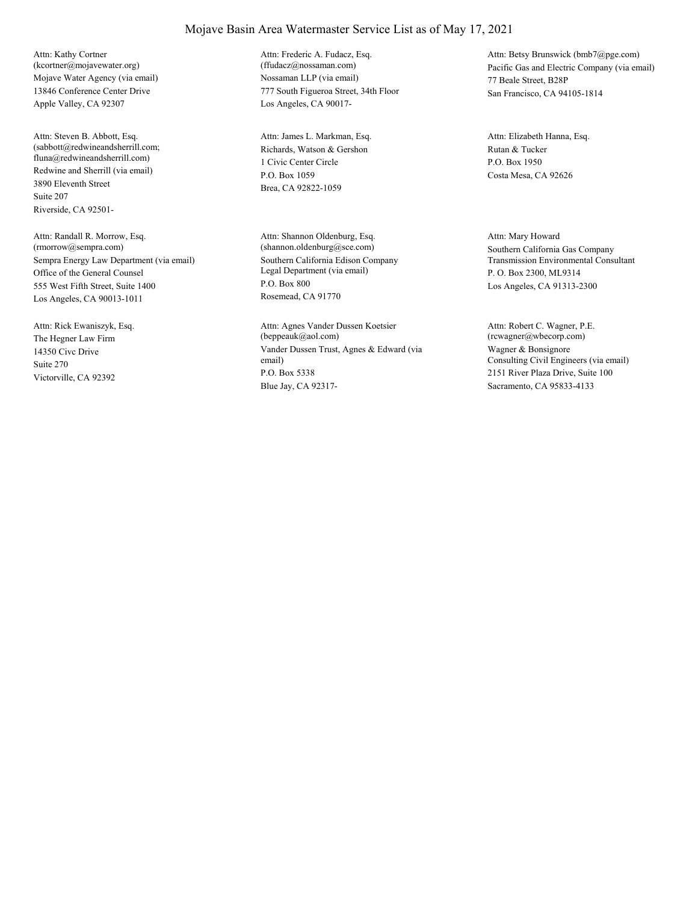# Mojave Basin Area Watermaster Service List as of May 17, 2021

Attn: Kathy Cortner
(kcortner@mojavewater.org)
Mojave Water Agency (via email)
13846 Conference Center Drive
Apple Valley, CA 92307

Attn: Frederic A. Fudacz, Esq.
(ffudacz@nossaman.com)
Nossaman LLP (via email)
777 South Figueroa Street, 34th Floor
Los Angeles, CA 90017-

Attn: Betsy Brunswick (bmb7@pge.com)
Pacific Gas and Electric Company (via email)
77 Beale Street, B28P
San Francisco, CA 94105-1814

Attn: Steven B. Abbott, Esq.
(sabbott@redwineandsherrill.com;
fluna@redwineandsherrill.com)
Redwine and Sherrill (via email)
3890 Eleventh Street
Suite 207
Riverside, CA 92501-

Attn: James L. Markman, Esq.
Richards, Watson & Gershon
1 Civic Center Circle
P.O. Box 1059
Brea, CA 92822-1059

Attn: Elizabeth Hanna, Esq.
Rutan & Tucker
P.O. Box 1950
Costa Mesa, CA 92626

Attn: Randall R. Morrow, Esq.
(rmorrow@sempra.com)
Sempra Energy Law Department (via email)
Office of the General Counsel
555 West Fifth Street, Suite 1400
Los Angeles, CA 90013-1011

Attn: Shannon Oldenburg, Esq.
(shannon.oldenburg@sce.com)
Southern California Edison Company
Legal Department (via email)
P.O. Box 800
Rosemead, CA 91770

Attn: Mary Howard
Southern California Gas Company
Transmission Environmental Consultant
P. O. Box 2300, ML9314
Los Angeles, CA 91313-2300

Attn: Rick Ewaniszyk, Esq.
The Hegner Law Firm
14350 Civc Drive
Suite 270
Victorville, CA 92392

Attn: Agnes Vander Dussen Koetsier
(beppeauk@aol.com)
Vander Dussen Trust, Agnes & Edward (via email)
P.O. Box 5338
Blue Jay, CA 92317-

Attn: Robert C. Wagner, P.E.
(rcwagner@wbecorp.com)
Wagner & Bonsignore
Consulting Civil Engineers (via email)
2151 River Plaza Drive, Suite 100
Sacramento, CA 95833-4133